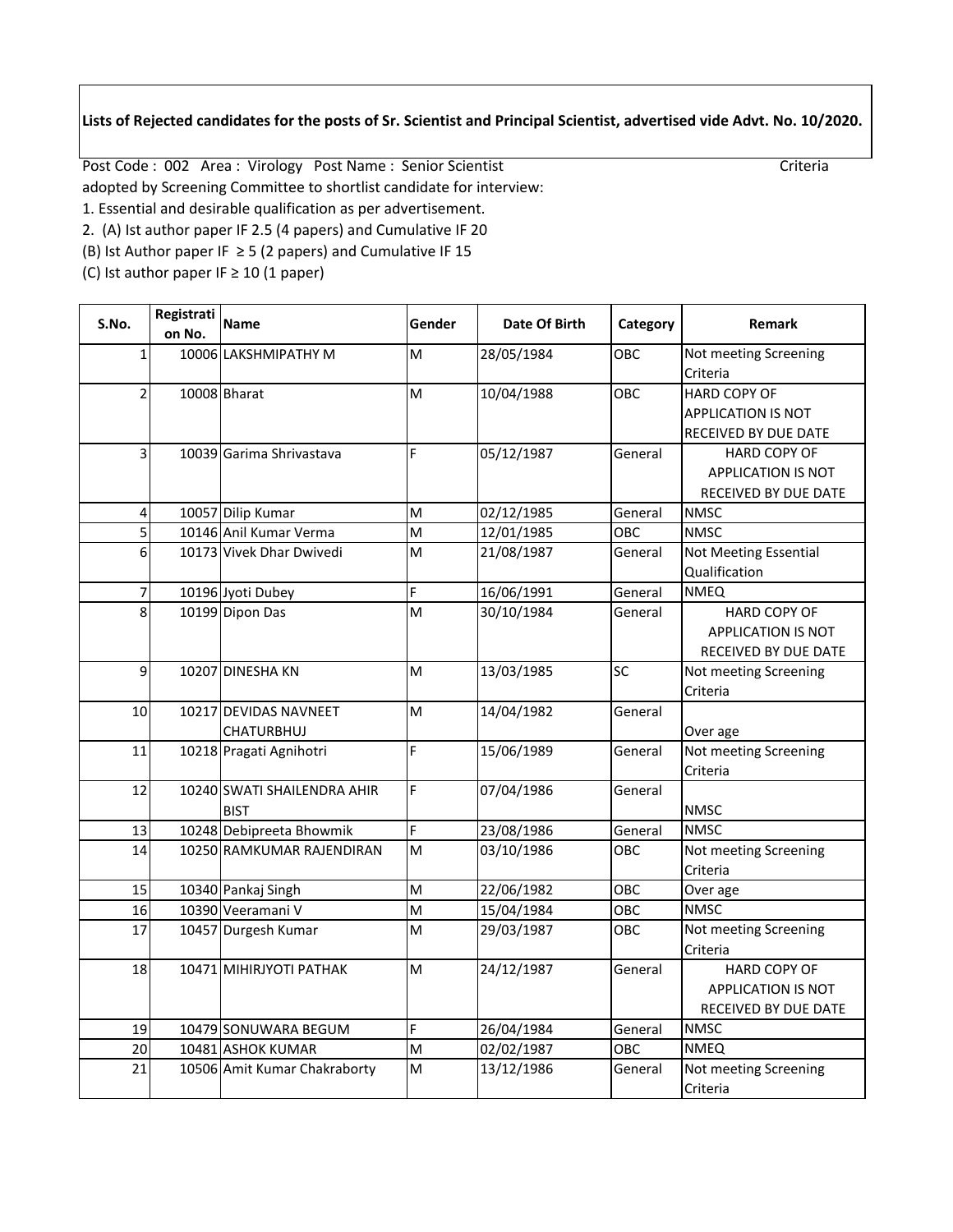**Lists of Rejected candidates for the posts of Sr. Scientist and Principal Scientist, advertised vide Advt. No. 10/2020.**

Post Code : 002 Area : Virology Post Name : Senior Scientist Criteria adopted by Screening Committee to shortlist candidate for interview:

1. Essential and desirable qualification as per advertisement.
2. (A) Ist author paper IF 2.5 (4 papers) and Cumulative IF 20

(B) Ist Author paper IF ≥ 5 (2 papers) and Cumulative IF 15

(C) Ist author paper IF ≥ 10 (1 paper)

| S.No. | Registration No. | Name | Gender | Date Of Birth | Category | Remark |
|---|---|---|---|---|---|---|
| 1 | 10006 | LAKSHMIPATHY M | M | 28/05/1984 | OBC | Not meeting Screening Criteria |
| 2 | 10008 | Bharat | M | 10/04/1988 | OBC | HARD COPY OF APPLICATION IS NOT RECEIVED BY DUE DATE |
| 3 | 10039 | Garima Shrivastava | F | 05/12/1987 | General | HARD COPY OF APPLICATION IS NOT RECEIVED BY DUE DATE |
| 4 | 10057 | Dilip Kumar | M | 02/12/1985 | General | NMSC |
| 5 | 10146 | Anil Kumar Verma | M | 12/01/1985 | OBC | NMSC |
| 6 | 10173 | Vivek Dhar Dwivedi | M | 21/08/1987 | General | Not Meeting Essential Qualification |
| 7 | 10196 | Jyoti Dubey | F | 16/06/1991 | General | NMEQ |
| 8 | 10199 | Dipon Das | M | 30/10/1984 | General | HARD COPY OF APPLICATION IS NOT RECEIVED BY DUE DATE |
| 9 | 10207 | DINESHA KN | M | 13/03/1985 | SC | Not meeting Screening Criteria |
| 10 | 10217 | DEVIDAS NAVNEET CHATURBHUJ | M | 14/04/1982 | General | Over age |
| 11 | 10218 | Pragati Agnihotri | F | 15/06/1989 | General | Not meeting Screening Criteria |
| 12 | 10240 | SWATI SHAILENDRA AHIR BIST | F | 07/04/1986 | General | NMSC |
| 13 | 10248 | Debipreeta Bhowmik | F | 23/08/1986 | General | NMSC |
| 14 | 10250 | RAMKUMAR RAJENDIRAN | M | 03/10/1986 | OBC | Not meeting Screening Criteria |
| 15 | 10340 | Pankaj Singh | M | 22/06/1982 | OBC | Over age |
| 16 | 10390 | Veeramani V | M | 15/04/1984 | OBC | NMSC |
| 17 | 10457 | Durgesh Kumar | M | 29/03/1987 | OBC | Not meeting Screening Criteria |
| 18 | 10471 | MIHIRJYOTI PATHAK | M | 24/12/1987 | General | HARD COPY OF APPLICATION IS NOT RECEIVED BY DUE DATE |
| 19 | 10479 | SONUWARA BEGUM | F | 26/04/1984 | General | NMSC |
| 20 | 10481 | ASHOK KUMAR | M | 02/02/1987 | OBC | NMEQ |
| 21 | 10506 | Amit Kumar Chakraborty | M | 13/12/1986 | General | Not meeting Screening Criteria |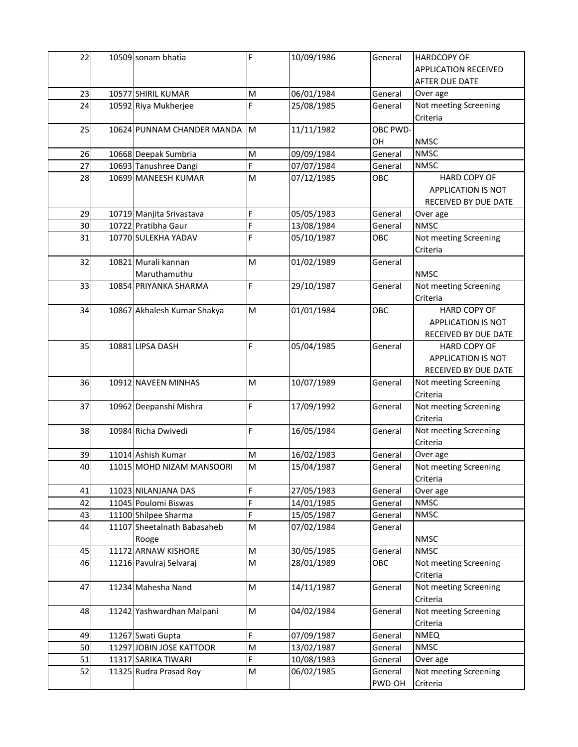| 22 | 10509 | sonam bhatia | F | 10/09/1986 | General | HARDCOPY OF APPLICATION RECEIVED AFTER DUE DATE |
|---|---|---|---|---|---|---|
| 23 | 10577 | SHIRIL KUMAR | M | 06/01/1984 | General | Over age |
| 24 | 10592 | Riya Mukherjee | F | 25/08/1985 | General | Not meeting Screening Criteria |
| 25 | 10624 | PUNNAM CHANDER MANDA | M | 11/11/1982 | OBC PWD-OH | NMSC |
| 26 | 10668 | Deepak Sumbria | M | 09/09/1984 | General | NMSC |
| 27 | 10693 | Tanushree Dangi | F | 07/07/1984 | General | NMSC |
| 28 | 10699 | MANEESH KUMAR | M | 07/12/1985 | OBC | HARD COPY OF APPLICATION IS NOT RECEIVED BY DUE DATE |
| 29 | 10719 | Manjita Srivastava | F | 05/05/1983 | General | Over age |
| 30 | 10722 | Pratibha Gaur | F | 13/08/1984 | General | NMSC |
| 31 | 10770 | SULEKHA YADAV | F | 05/10/1987 | OBC | Not meeting Screening Criteria |
| 32 | 10821 | Murali kannan Maruthamuthu | M | 01/02/1989 | General | NMSC |
| 33 | 10854 | PRIYANKA SHARMA | F | 29/10/1987 | General | Not meeting Screening Criteria |
| 34 | 10867 | Akhalesh Kumar Shakya | M | 01/01/1984 | OBC | HARD COPY OF APPLICATION IS NOT RECEIVED BY DUE DATE |
| 35 | 10881 | LIPSA DASH | F | 05/04/1985 | General | HARD COPY OF APPLICATION IS NOT RECEIVED BY DUE DATE |
| 36 | 10912 | NAVEEN MINHAS | M | 10/07/1989 | General | Not meeting Screening Criteria |
| 37 | 10962 | Deepanshi Mishra | F | 17/09/1992 | General | Not meeting Screening Criteria |
| 38 | 10984 | Richa Dwivedi | F | 16/05/1984 | General | Not meeting Screening Criteria |
| 39 | 11014 | Ashish Kumar | M | 16/02/1983 | General | Over age |
| 40 | 11015 | MOHD NIZAM MANSOORI | M | 15/04/1987 | General | Not meeting Screening Criteria |
| 41 | 11023 | NILANJANA DAS | F | 27/05/1983 | General | Over age |
| 42 | 11045 | Poulomi Biswas | F | 14/01/1985 | General | NMSC |
| 43 | 11100 | Shilpee Sharma | F | 15/05/1987 | General | NMSC |
| 44 | 11107 | Sheetalnath Babasaheb Rooge | M | 07/02/1984 | General | NMSC |
| 45 | 11172 | ARNAW KISHORE | M | 30/05/1985 | General | NMSC |
| 46 | 11216 | Pavulraj Selvaraj | M | 28/01/1989 | OBC | Not meeting Screening Criteria |
| 47 | 11234 | Mahesha Nand | M | 14/11/1987 | General | Not meeting Screening Criteria |
| 48 | 11242 | Yashwardhan Malpani | M | 04/02/1984 | General | Not meeting Screening Criteria |
| 49 | 11267 | Swati Gupta | F | 07/09/1987 | General | NMEQ |
| 50 | 11297 | JOBIN JOSE KATTOOR | M | 13/02/1987 | General | NMSC |
| 51 | 11317 | SARIKA TIWARI | F | 10/08/1983 | General | Over age |
| 52 | 11325 | Rudra Prasad Roy | M | 06/02/1985 | General PWD-OH | Not meeting Screening Criteria |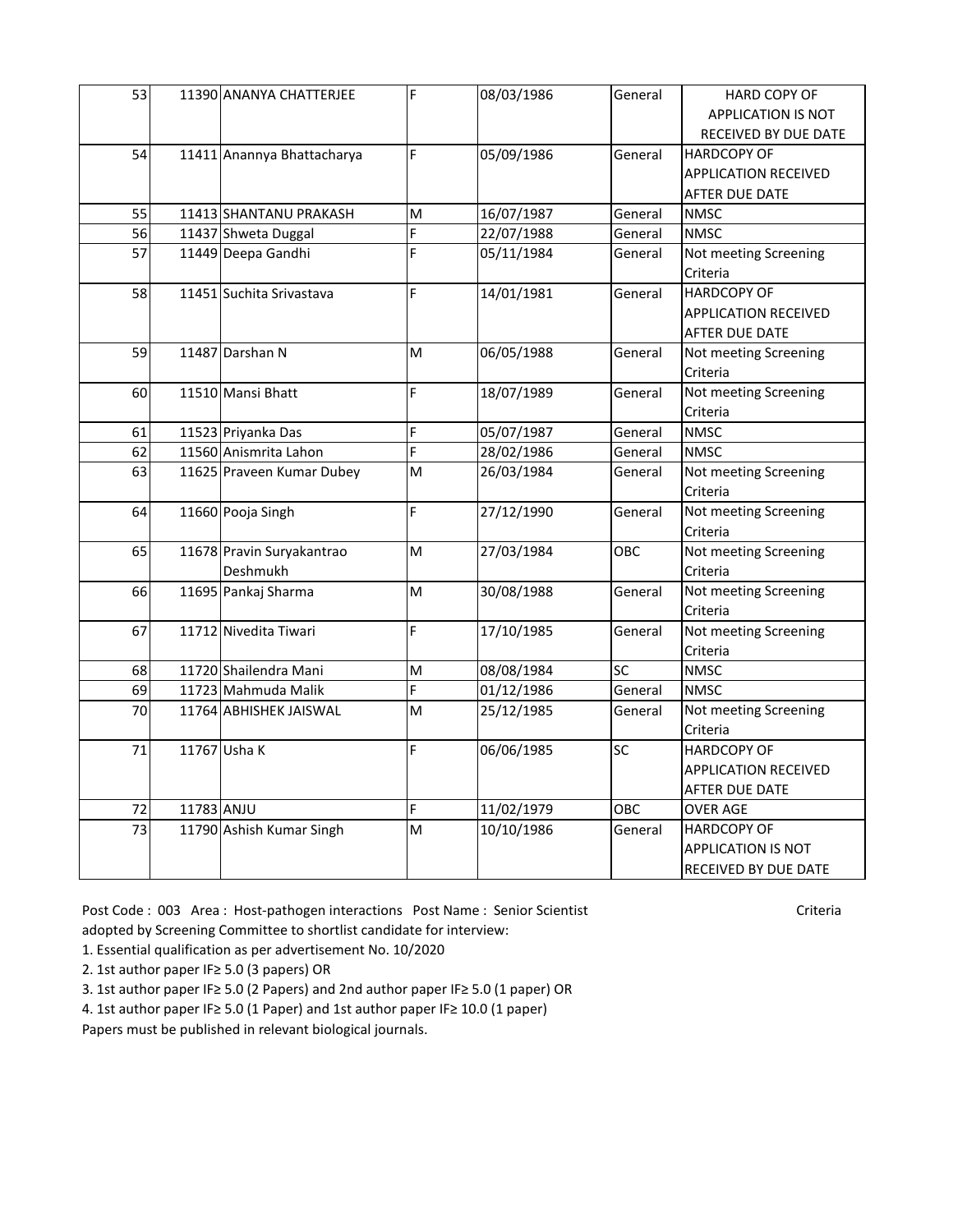| 53 | 11390 | ANANYA CHATTERJEE | F | 08/03/1986 | General | HARD COPY OF APPLICATION IS NOT RECEIVED BY DUE DATE |
|---|---|---|---|---|---|---|
| 54 | 11411 | Anannya Bhattacharya | F | 05/09/1986 | General | HARDCOPY OF APPLICATION RECEIVED AFTER DUE DATE |
| 55 | 11413 | SHANTANU PRAKASH | M | 16/07/1987 | General | NMSC |
| 56 | 11437 | Shweta Duggal | F | 22/07/1988 | General | NMSC |
| 57 | 11449 | Deepa Gandhi | F | 05/11/1984 | General | Not meeting Screening Criteria |
| 58 | 11451 | Suchita Srivastava | F | 14/01/1981 | General | HARDCOPY OF APPLICATION RECEIVED AFTER DUE DATE |
| 59 | 11487 | Darshan N | M | 06/05/1988 | General | Not meeting Screening Criteria |
| 60 | 11510 | Mansi Bhatt | F | 18/07/1989 | General | Not meeting Screening Criteria |
| 61 | 11523 | Priyanka Das | F | 05/07/1987 | General | NMSC |
| 62 | 11560 | Anismrita Lahon | F | 28/02/1986 | General | NMSC |
| 63 | 11625 | Praveen Kumar Dubey | M | 26/03/1984 | General | Not meeting Screening Criteria |
| 64 | 11660 | Pooja Singh | F | 27/12/1990 | General | Not meeting Screening Criteria |
| 65 | 11678 | Pravin Suryakantrao Deshmukh | M | 27/03/1984 | OBC | Not meeting Screening Criteria |
| 66 | 11695 | Pankaj Sharma | M | 30/08/1988 | General | Not meeting Screening Criteria |
| 67 | 11712 | Nivedita Tiwari | F | 17/10/1985 | General | Not meeting Screening Criteria |
| 68 | 11720 | Shailendra Mani | M | 08/08/1984 | SC | NMSC |
| 69 | 11723 | Mahmuda Malik | F | 01/12/1986 | General | NMSC |
| 70 | 11764 | ABHISHEK JAISWAL | M | 25/12/1985 | General | Not meeting Screening Criteria |
| 71 | 11767 | Usha K | F | 06/06/1985 | SC | HARDCOPY OF APPLICATION RECEIVED AFTER DUE DATE |
| 72 | 11783 | ANJU | F | 11/02/1979 | OBC | OVER AGE |
| 73 | 11790 | Ashish Kumar Singh | M | 10/10/1986 | General | HARDCOPY OF APPLICATION IS NOT RECEIVED BY DUE DATE |

Post Code : 003 Area : Host-pathogen interactions Post Name : Senior Scientist Criteria adopted by Screening Committee to shortlist candidate for interview:

1. Essential qualification as per advertisement No. 10/2020
2. 1st author paper IF≥ 5.0 (3 papers) OR
3. 1st author paper IF≥ 5.0 (2 Papers) and 2nd author paper IF≥ 5.0 (1 paper) OR
4. 1st author paper IF≥ 5.0 (1 Paper) and 1st author paper IF≥ 10.0 (1 paper)

Papers must be published in relevant biological journals.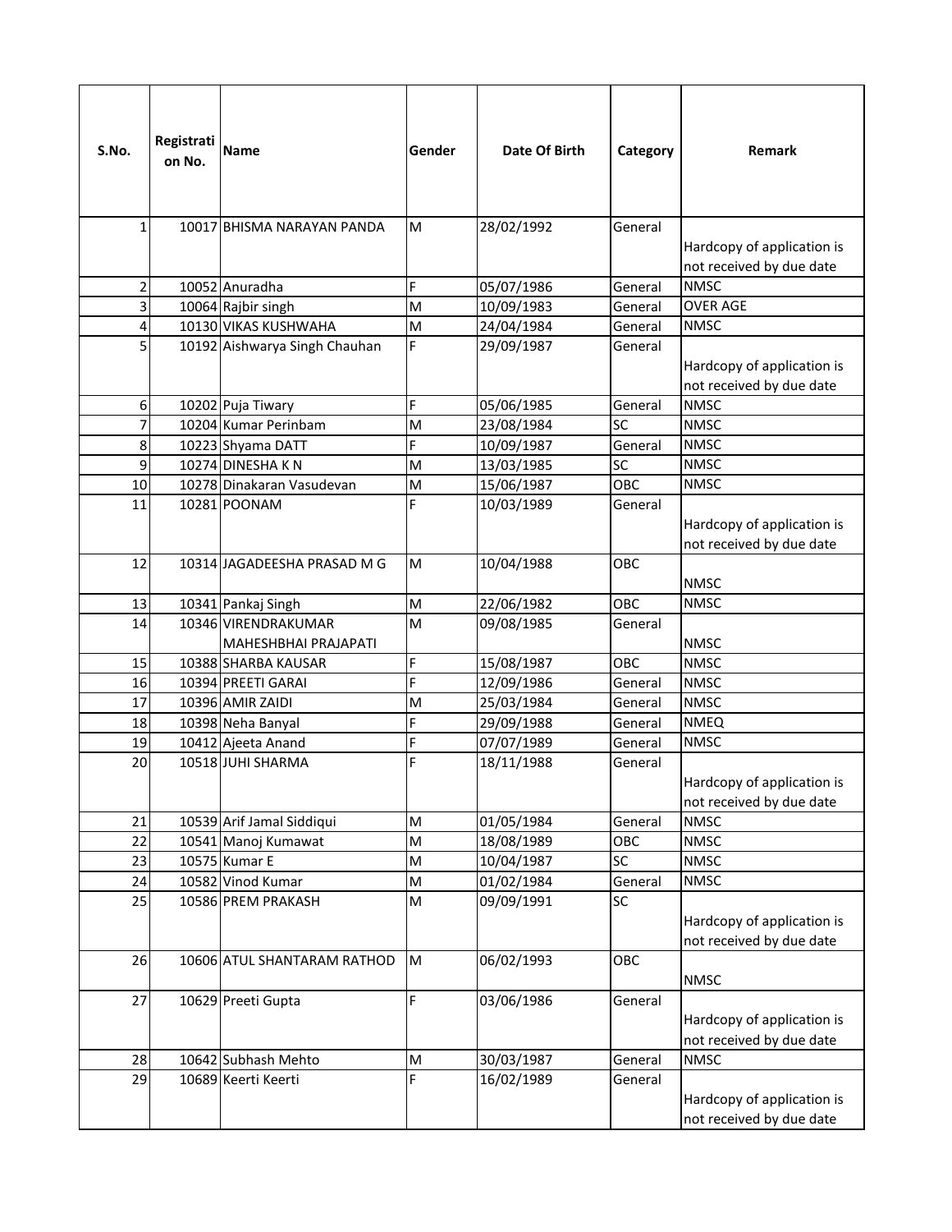| S.No. | Registration No. | Name | Gender | Date Of Birth | Category | Remark |
|---|---|---|---|---|---|---|
| 1 | 10017 | BHISMA NARAYAN PANDA | M | 28/02/1992 | General | Hardcopy of application is not received by due date |
| 2 | 10052 | Anuradha | F | 05/07/1986 | General | NMSC |
| 3 | 10064 | Rajbir singh | M | 10/09/1983 | General | OVER AGE |
| 4 | 10130 | VIKAS KUSHWAHA | M | 24/04/1984 | General | NMSC |
| 5 | 10192 | Aishwarya Singh Chauhan | F | 29/09/1987 | General | Hardcopy of application is not received by due date |
| 6 | 10202 | Puja Tiwary | F | 05/06/1985 | General | NMSC |
| 7 | 10204 | Kumar Perinbam | M | 23/08/1984 | SC | NMSC |
| 8 | 10223 | Shyama DATT | F | 10/09/1987 | General | NMSC |
| 9 | 10274 | DINESHA K N | M | 13/03/1985 | SC | NMSC |
| 10 | 10278 | Dinakaran Vasudevan | M | 15/06/1987 | OBC | NMSC |
| 11 | 10281 | POONAM | F | 10/03/1989 | General | Hardcopy of application is not received by due date |
| 12 | 10314 | JAGADEESHA PRASAD M G | M | 10/04/1988 | OBC | NMSC |
| 13 | 10341 | Pankaj Singh | M | 22/06/1982 | OBC | NMSC |
| 14 | 10346 | VIRENDRAKUMAR MAHESHBHAI PRAJAPATI | M | 09/08/1985 | General | NMSC |
| 15 | 10388 | SHARBA KAUSAR | F | 15/08/1987 | OBC | NMSC |
| 16 | 10394 | PREETI GARAI | F | 12/09/1986 | General | NMSC |
| 17 | 10396 | AMIR ZAIDI | M | 25/03/1984 | General | NMSC |
| 18 | 10398 | Neha Banyal | F | 29/09/1988 | General | NMEQ |
| 19 | 10412 | Ajeeta Anand | F | 07/07/1989 | General | NMSC |
| 20 | 10518 | JUHI SHARMA | F | 18/11/1988 | General | Hardcopy of application is not received by due date |
| 21 | 10539 | Arif Jamal Siddiqui | M | 01/05/1984 | General | NMSC |
| 22 | 10541 | Manoj Kumawat | M | 18/08/1989 | OBC | NMSC |
| 23 | 10575 | Kumar E | M | 10/04/1987 | SC | NMSC |
| 24 | 10582 | Vinod Kumar | M | 01/02/1984 | General | NMSC |
| 25 | 10586 | PREM PRAKASH | M | 09/09/1991 | SC | Hardcopy of application is not received by due date |
| 26 | 10606 | ATUL SHANTARAM RATHOD | M | 06/02/1993 | OBC | NMSC |
| 27 | 10629 | Preeti Gupta | F | 03/06/1986 | General | Hardcopy of application is not received by due date |
| 28 | 10642 | Subhash Mehto | M | 30/03/1987 | General | NMSC |
| 29 | 10689 | Keerti Keerti | F | 16/02/1989 | General | Hardcopy of application is not received by due date |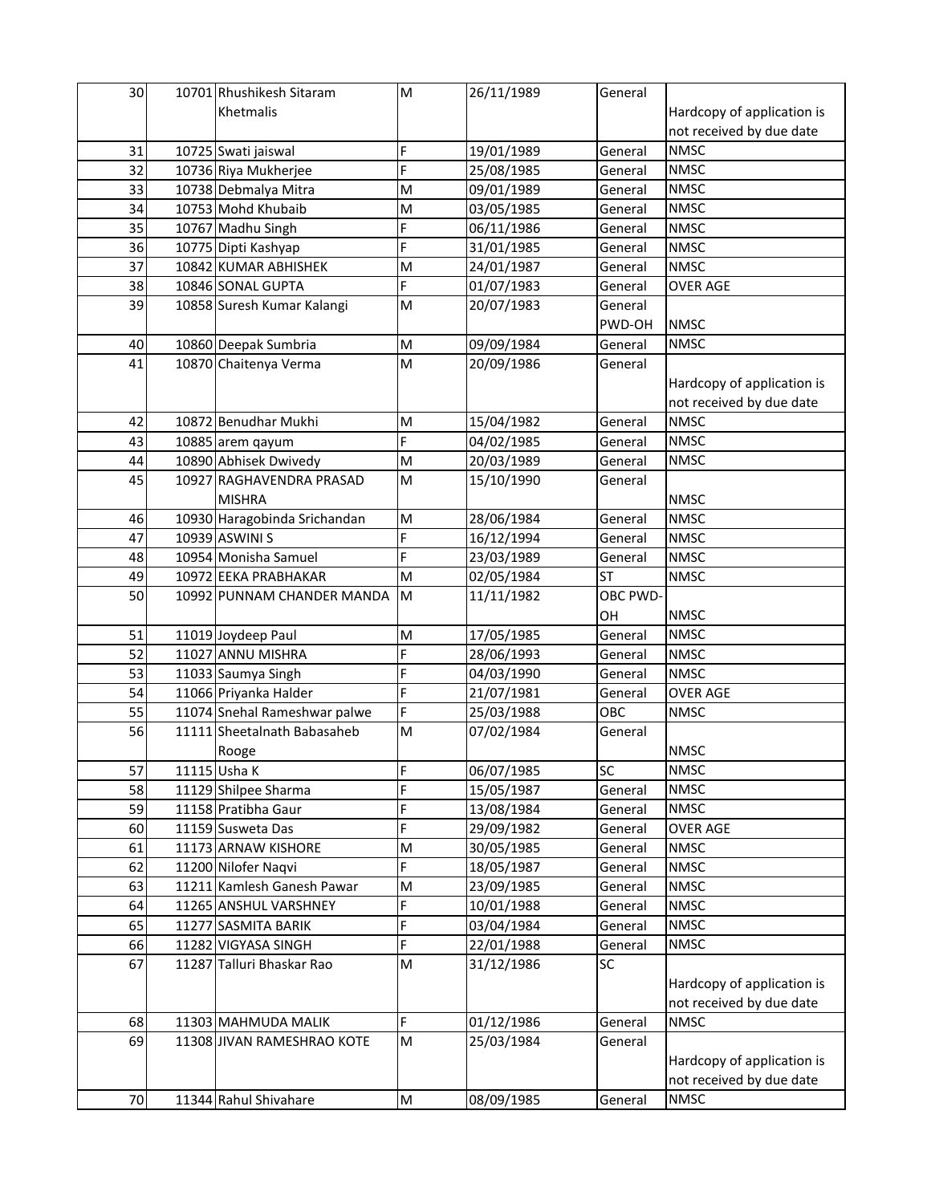| | | | | | | |
|---|---|---|---|---|---|---|
| 30 | 10701 | Rhushikesh Sitaram Khetmalis | M | 26/11/1989 | General | Hardcopy of application is not received by due date |
| 31 | 10725 | Swati jaiswal | F | 19/01/1989 | General | NMSC |
| 32 | 10736 | Riya Mukherjee | F | 25/08/1985 | General | NMSC |
| 33 | 10738 | Debmalya Mitra | M | 09/01/1989 | General | NMSC |
| 34 | 10753 | Mohd Khubaib | M | 03/05/1985 | General | NMSC |
| 35 | 10767 | Madhu Singh | F | 06/11/1986 | General | NMSC |
| 36 | 10775 | Dipti Kashyap | F | 31/01/1985 | General | NMSC |
| 37 | 10842 | KUMAR ABHISHEK | M | 24/01/1987 | General | NMSC |
| 38 | 10846 | SONAL GUPTA | F | 01/07/1983 | General | OVER AGE |
| 39 | 10858 | Suresh Kumar Kalangi | M | 20/07/1983 | General PWD-OH | NMSC |
| 40 | 10860 | Deepak Sumbria | M | 09/09/1984 | General | NMSC |
| 41 | 10870 | Chaitenya Verma | M | 20/09/1986 | General | Hardcopy of application is not received by due date |
| 42 | 10872 | Benudhar Mukhi | M | 15/04/1982 | General | NMSC |
| 43 | 10885 | arem qayum | F | 04/02/1985 | General | NMSC |
| 44 | 10890 | Abhisek Dwivedy | M | 20/03/1989 | General | NMSC |
| 45 | 10927 | RAGHAVENDRA PRASAD MISHRA | M | 15/10/1990 | General | NMSC |
| 46 | 10930 | Haragobinda Srichandan | M | 28/06/1984 | General | NMSC |
| 47 | 10939 | ASWINI S | F | 16/12/1994 | General | NMSC |
| 48 | 10954 | Monisha Samuel | F | 23/03/1989 | General | NMSC |
| 49 | 10972 | EEKA PRABHAKAR | M | 02/05/1984 | ST | NMSC |
| 50 | 10992 | PUNNAM CHANDER MANDA | M | 11/11/1982 | OBC PWD-OH | NMSC |
| 51 | 11019 | Joydeep Paul | M | 17/05/1985 | General | NMSC |
| 52 | 11027 | ANNU MISHRA | F | 28/06/1993 | General | NMSC |
| 53 | 11033 | Saumya Singh | F | 04/03/1990 | General | NMSC |
| 54 | 11066 | Priyanka Halder | F | 21/07/1981 | General | OVER AGE |
| 55 | 11074 | Snehal Rameshwar palwe | F | 25/03/1988 | OBC | NMSC |
| 56 | 11111 | Sheetalnath Babasaheb Rooge | M | 07/02/1984 | General | NMSC |
| 57 | 11115 | Usha K | F | 06/07/1985 | SC | NMSC |
| 58 | 11129 | Shilpee Sharma | F | 15/05/1987 | General | NMSC |
| 59 | 11158 | Pratibha Gaur | F | 13/08/1984 | General | NMSC |
| 60 | 11159 | Susweta Das | F | 29/09/1982 | General | OVER AGE |
| 61 | 11173 | ARNAW KISHORE | M | 30/05/1985 | General | NMSC |
| 62 | 11200 | Nilofer Naqvi | F | 18/05/1987 | General | NMSC |
| 63 | 11211 | Kamlesh Ganesh Pawar | M | 23/09/1985 | General | NMSC |
| 64 | 11265 | ANSHUL VARSHNEY | F | 10/01/1988 | General | NMSC |
| 65 | 11277 | SASMITA BARIK | F | 03/04/1984 | General | NMSC |
| 66 | 11282 | VIGYASA SINGH | F | 22/01/1988 | General | NMSC |
| 67 | 11287 | Talluri Bhaskar Rao | M | 31/12/1986 | SC | Hardcopy of application is not received by due date |
| 68 | 11303 | MAHMUDA MALIK | F | 01/12/1986 | General | NMSC |
| 69 | 11308 | JIVAN RAMESHRAO KOTE | M | 25/03/1984 | General | Hardcopy of application is not received by due date |
| 70 | 11344 | Rahul Shivahare | M | 08/09/1985 | General | NMSC |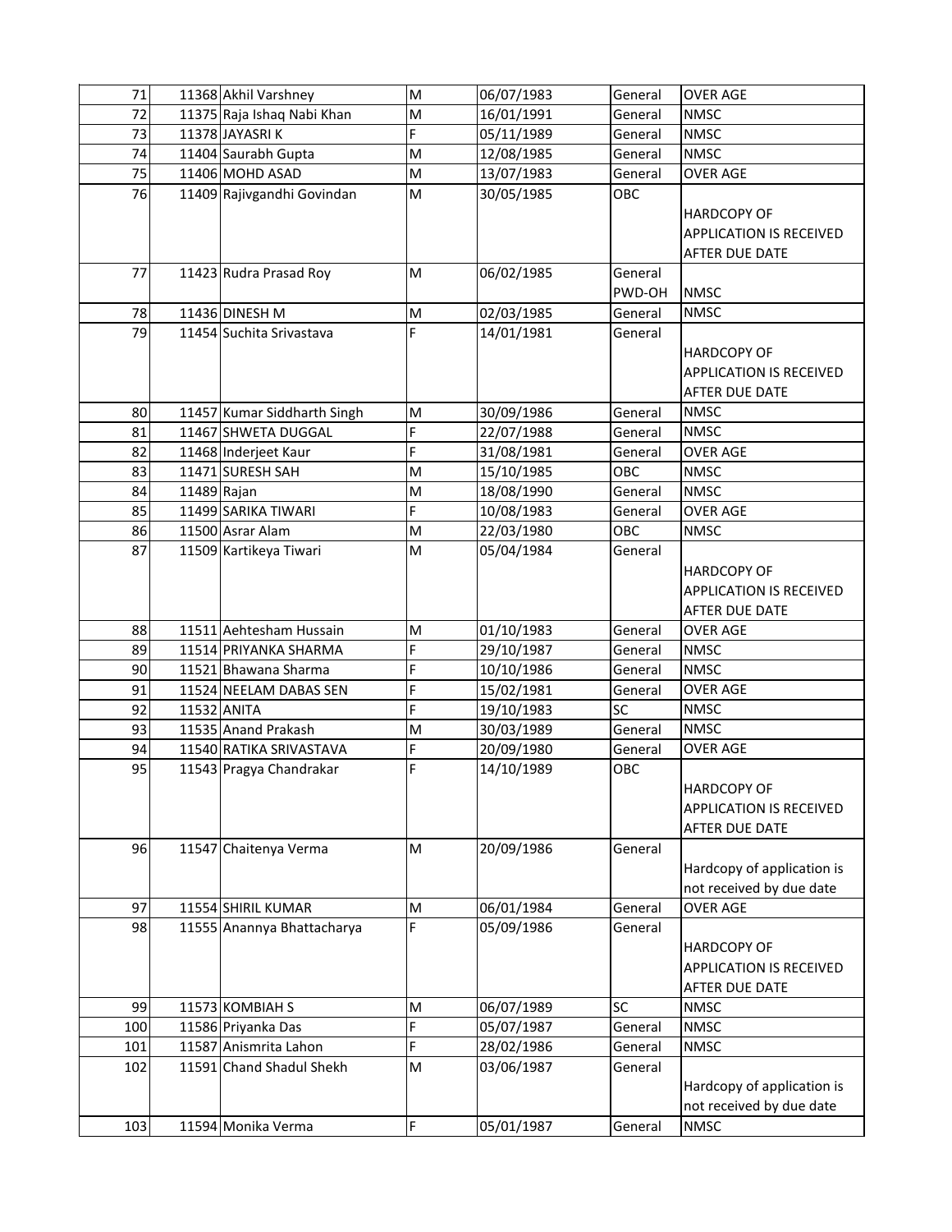| | | | | | | |
|---|---|---|---|---|---|---|
| 71 | 11368 | Akhil Varshney | M | 06/07/1983 | General | OVER AGE |
| 72 | 11375 | Raja Ishaq Nabi Khan | M | 16/01/1991 | General | NMSC |
| 73 | 11378 | JAYASRI K | F | 05/11/1989 | General | NMSC |
| 74 | 11404 | Saurabh Gupta | M | 12/08/1985 | General | NMSC |
| 75 | 11406 | MOHD ASAD | M | 13/07/1983 | General | OVER AGE |
| 76 | 11409 | Rajivgandhi Govindan | M | 30/05/1985 | OBC | HARDCOPY OF APPLICATION IS RECEIVED AFTER DUE DATE |
| 77 | 11423 | Rudra Prasad Roy | M | 06/02/1985 | General PWD-OH | NMSC |
| 78 | 11436 | DINESH M | M | 02/03/1985 | General | NMSC |
| 79 | 11454 | Suchita Srivastava | F | 14/01/1981 | General | HARDCOPY OF APPLICATION IS RECEIVED AFTER DUE DATE |
| 80 | 11457 | Kumar Siddharth Singh | M | 30/09/1986 | General | NMSC |
| 81 | 11467 | SHWETA DUGGAL | F | 22/07/1988 | General | NMSC |
| 82 | 11468 | Inderjeet Kaur | F | 31/08/1981 | General | OVER AGE |
| 83 | 11471 | SURESH SAH | M | 15/10/1985 | OBC | NMSC |
| 84 | 11489 | Rajan | M | 18/08/1990 | General | NMSC |
| 85 | 11499 | SARIKA TIWARI | F | 10/08/1983 | General | OVER AGE |
| 86 | 11500 | Asrar Alam | M | 22/03/1980 | OBC | NMSC |
| 87 | 11509 | Kartikeya Tiwari | M | 05/04/1984 | General | HARDCOPY OF APPLICATION IS RECEIVED AFTER DUE DATE |
| 88 | 11511 | Aehtesham Hussain | M | 01/10/1983 | General | OVER AGE |
| 89 | 11514 | PRIYANKA SHARMA | F | 29/10/1987 | General | NMSC |
| 90 | 11521 | Bhawana Sharma | F | 10/10/1986 | General | NMSC |
| 91 | 11524 | NEELAM DABAS SEN | F | 15/02/1981 | General | OVER AGE |
| 92 | 11532 | ANITA | F | 19/10/1983 | SC | NMSC |
| 93 | 11535 | Anand Prakash | M | 30/03/1989 | General | NMSC |
| 94 | 11540 | RATIKA SRIVASTAVA | F | 20/09/1980 | General | OVER AGE |
| 95 | 11543 | Pragya Chandrakar | F | 14/10/1989 | OBC | HARDCOPY OF APPLICATION IS RECEIVED AFTER DUE DATE |
| 96 | 11547 | Chaitenya Verma | M | 20/09/1986 | General | Hardcopy of application is not received by due date |
| 97 | 11554 | SHIRIL KUMAR | M | 06/01/1984 | General | OVER AGE |
| 98 | 11555 | Anannya Bhattacharya | F | 05/09/1986 | General | HARDCOPY OF APPLICATION IS RECEIVED AFTER DUE DATE |
| 99 | 11573 | KOMBIAH S | M | 06/07/1989 | SC | NMSC |
| 100 | 11586 | Priyanka Das | F | 05/07/1987 | General | NMSC |
| 101 | 11587 | Anismrita Lahon | F | 28/02/1986 | General | NMSC |
| 102 | 11591 | Chand Shadul Shekh | M | 03/06/1987 | General | Hardcopy of application is not received by due date |
| 103 | 11594 | Monika Verma | F | 05/01/1987 | General | NMSC |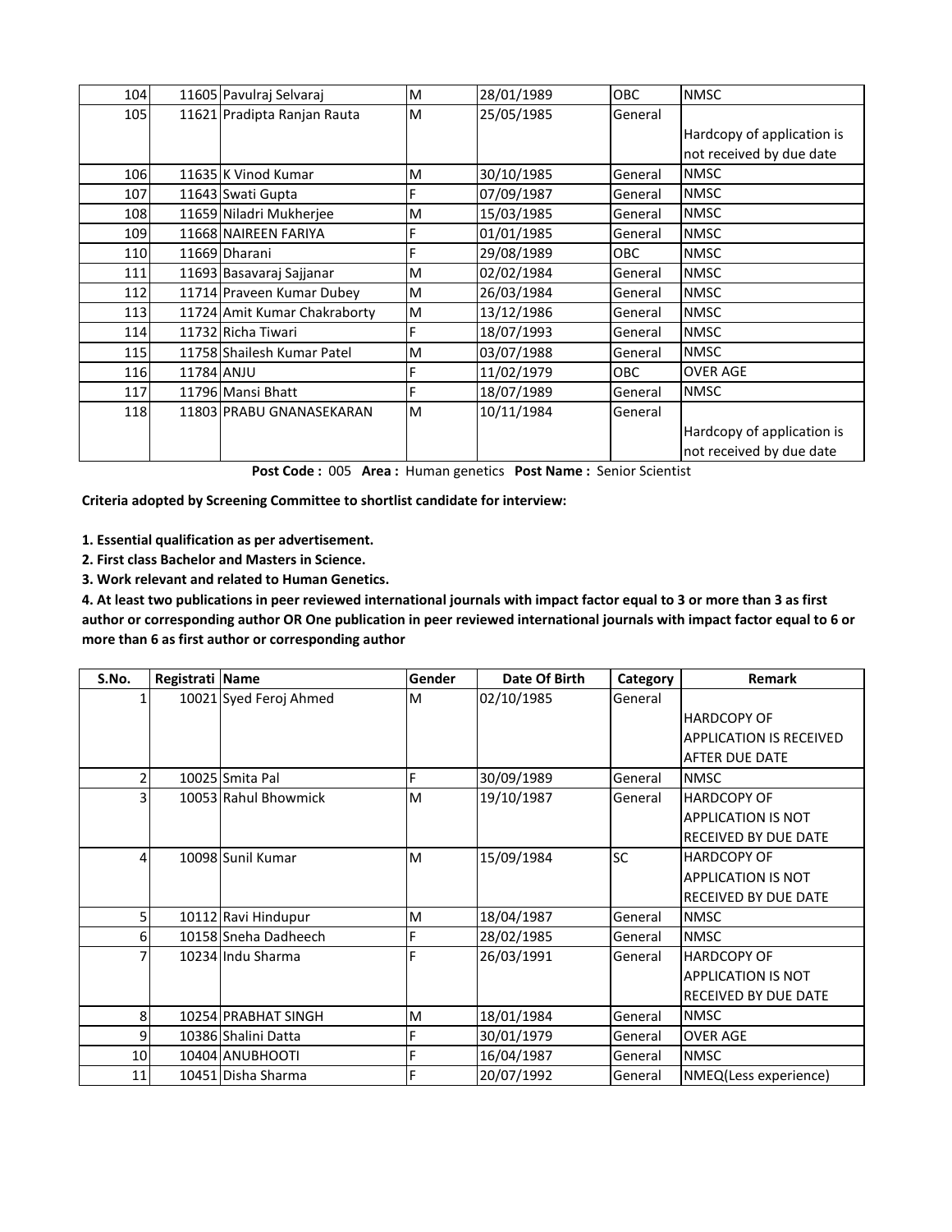| 104 | 11605 | Pavulraj Selvaraj | M | 28/01/1989 | OBC | NMSC |
|---|---|---|---|---|---|---|
| 105 | 11621 | Pradipta Ranjan Rauta | M | 25/05/1985 | General | Hardcopy of application is not received by due date |
| 106 | 11635 | K Vinod Kumar | M | 30/10/1985 | General | NMSC |
| 107 | 11643 | Swati Gupta | F | 07/09/1987 | General | NMSC |
| 108 | 11659 | Niladri Mukherjee | M | 15/03/1985 | General | NMSC |
| 109 | 11668 | NAIREEN FARIYA | F | 01/01/1985 | General | NMSC |
| 110 | 11669 | Dharani | F | 29/08/1989 | OBC | NMSC |
| 111 | 11693 | Basavaraj Sajjanar | M | 02/02/1984 | General | NMSC |
| 112 | 11714 | Praveen Kumar Dubey | M | 26/03/1984 | General | NMSC |
| 113 | 11724 | Amit Kumar Chakraborty | M | 13/12/1986 | General | NMSC |
| 114 | 11732 | Richa Tiwari | F | 18/07/1993 | General | NMSC |
| 115 | 11758 | Shailesh Kumar Patel | M | 03/07/1988 | General | NMSC |
| 116 | 11784 | ANJU | F | 11/02/1979 | OBC | OVER AGE |
| 117 | 11796 | Mansi Bhatt | F | 18/07/1989 | General | NMSC |
| 118 | 11803 | PRABU GNANASEKARAN | M | 10/11/1984 | General | Hardcopy of application is not received by due date |

**Post Code :** 005 **Area :** Human genetics **Post Name :** Senior Scientist

**Criteria adopted by Screening Committee to shortlist candidate for interview:**

**1. Essential qualification as per advertisement.**

**2. First class Bachelor and Masters in Science.**

**3. Work relevant and related to Human Genetics.**

**4. At least two publications in peer reviewed international journals with impact factor equal to 3 or more than 3 as first author or corresponding author OR One publication in peer reviewed international journals with impact factor equal to 6 or more than 6 as first author or corresponding author**

| S.No. | Registrati | Name | Gender | Date Of Birth | Category | Remark |
|---|---|---|---|---|---|---|
| 1 | 10021 | Syed Feroj Ahmed | M | 02/10/1985 | General | HARDCOPY OF APPLICATION IS RECEIVED AFTER DUE DATE |
| 2 | 10025 | Smita Pal | F | 30/09/1989 | General | NMSC |
| 3 | 10053 | Rahul Bhowmick | M | 19/10/1987 | General | HARDCOPY OF APPLICATION IS NOT RECEIVED BY DUE DATE |
| 4 | 10098 | Sunil Kumar | M | 15/09/1984 | SC | HARDCOPY OF APPLICATION IS NOT RECEIVED BY DUE DATE |
| 5 | 10112 | Ravi Hindupur | M | 18/04/1987 | General | NMSC |
| 6 | 10158 | Sneha Dadheech | F | 28/02/1985 | General | NMSC |
| 7 | 10234 | Indu Sharma | F | 26/03/1991 | General | HARDCOPY OF APPLICATION IS NOT RECEIVED BY DUE DATE |
| 8 | 10254 | PRABHAT SINGH | M | 18/01/1984 | General | NMSC |
| 9 | 10386 | Shalini Datta | F | 30/01/1979 | General | OVER AGE |
| 10 | 10404 | ANUBHOOTI | F | 16/04/1987 | General | NMSC |
| 11 | 10451 | Disha Sharma | F | 20/07/1992 | General | NMEQ(Less experience) |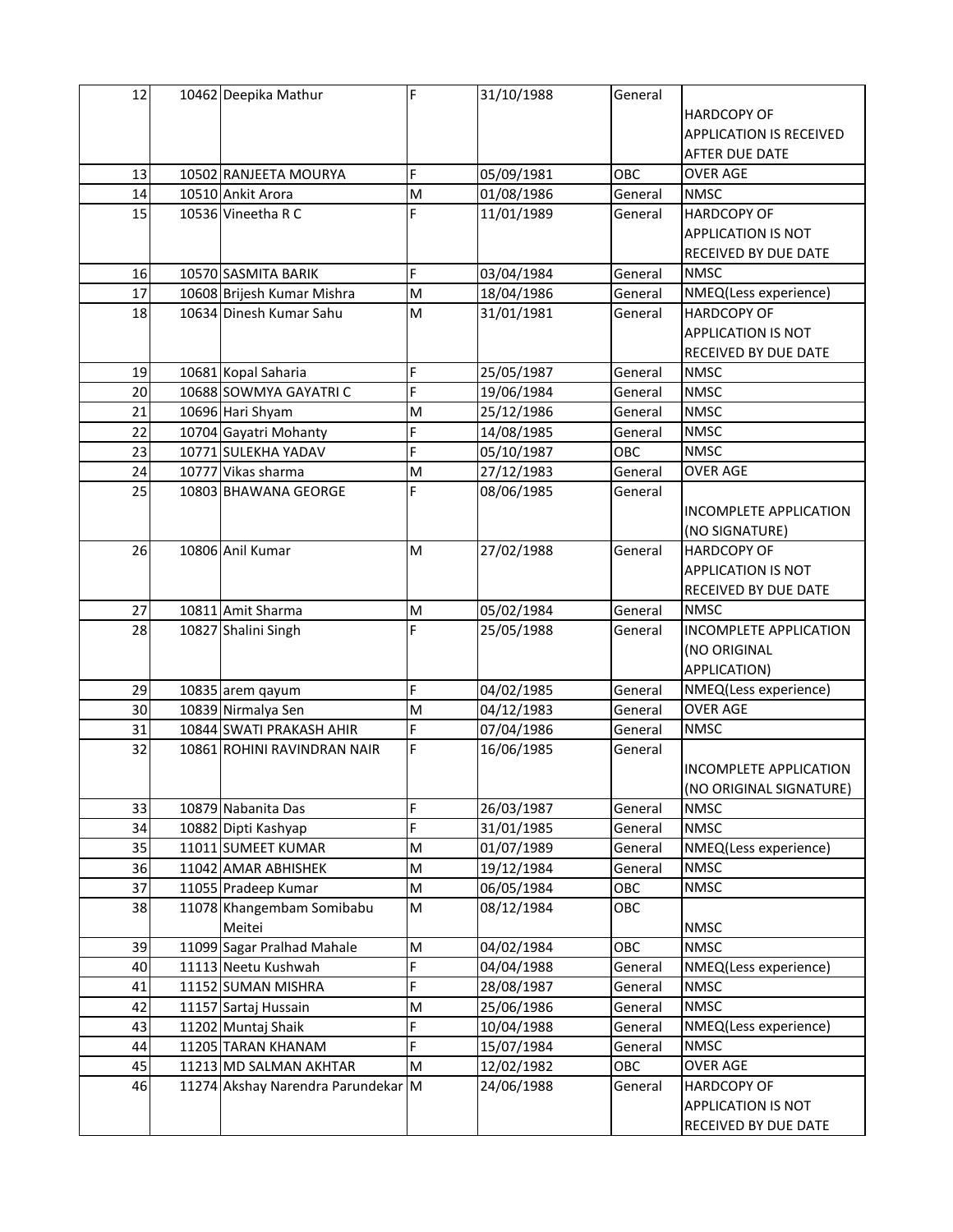| 12 | 10462 | Deepika Mathur | F | 31/10/1988 | General | HARDCOPY OF APPLICATION IS RECEIVED AFTER DUE DATE |
|---|---|---|---|---|---|---|
| 13 | 10502 | RANJEETA MOURYA | F | 05/09/1981 | OBC | OVER AGE |
| 14 | 10510 | Ankit Arora | M | 01/08/1986 | General | NMSC |
| 15 | 10536 | Vineetha R C | F | 11/01/1989 | General | HARDCOPY OF APPLICATION IS NOT RECEIVED BY DUE DATE |
| 16 | 10570 | SASMITA BARIK | F | 03/04/1984 | General | NMSC |
| 17 | 10608 | Brijesh Kumar Mishra | M | 18/04/1986 | General | NMEQ(Less experience) |
| 18 | 10634 | Dinesh Kumar Sahu | M | 31/01/1981 | General | HARDCOPY OF APPLICATION IS NOT RECEIVED BY DUE DATE |
| 19 | 10681 | Kopal Saharia | F | 25/05/1987 | General | NMSC |
| 20 | 10688 | SOWMYA GAYATRI C | F | 19/06/1984 | General | NMSC |
| 21 | 10696 | Hari Shyam | M | 25/12/1986 | General | NMSC |
| 22 | 10704 | Gayatri Mohanty | F | 14/08/1985 | General | NMSC |
| 23 | 10771 | SULEKHA YADAV | F | 05/10/1987 | OBC | NMSC |
| 24 | 10777 | Vikas sharma | M | 27/12/1983 | General | OVER AGE |
| 25 | 10803 | BHAWANA GEORGE | F | 08/06/1985 | General | INCOMPLETE APPLICATION (NO SIGNATURE) |
| 26 | 10806 | Anil Kumar | M | 27/02/1988 | General | HARDCOPY OF APPLICATION IS NOT RECEIVED BY DUE DATE |
| 27 | 10811 | Amit Sharma | M | 05/02/1984 | General | NMSC |
| 28 | 10827 | Shalini Singh | F | 25/05/1988 | General | INCOMPLETE APPLICATION (NO ORIGINAL APPLICATION) |
| 29 | 10835 | arem qayum | F | 04/02/1985 | General | NMEQ(Less experience) |
| 30 | 10839 | Nirmalya Sen | M | 04/12/1983 | General | OVER AGE |
| 31 | 10844 | SWATI PRAKASH AHIR | F | 07/04/1986 | General | NMSC |
| 32 | 10861 | ROHINI RAVINDRAN NAIR | F | 16/06/1985 | General | INCOMPLETE APPLICATION (NO ORIGINAL SIGNATURE) |
| 33 | 10879 | Nabanita Das | F | 26/03/1987 | General | NMSC |
| 34 | 10882 | Dipti Kashyap | F | 31/01/1985 | General | NMSC |
| 35 | 11011 | SUMEET KUMAR | M | 01/07/1989 | General | NMEQ(Less experience) |
| 36 | 11042 | AMAR ABHISHEK | M | 19/12/1984 | General | NMSC |
| 37 | 11055 | Pradeep Kumar | M | 06/05/1984 | OBC | NMSC |
| 38 | 11078 | Khangembam Somibabu Meitei | M | 08/12/1984 | OBC | NMSC |
| 39 | 11099 | Sagar Pralhad Mahale | M | 04/02/1984 | OBC | NMSC |
| 40 | 11113 | Neetu Kushwah | F | 04/04/1988 | General | NMEQ(Less experience) |
| 41 | 11152 | SUMAN MISHRA | F | 28/08/1987 | General | NMSC |
| 42 | 11157 | Sartaj Hussain | M | 25/06/1986 | General | NMSC |
| 43 | 11202 | Muntaj Shaik | F | 10/04/1988 | General | NMEQ(Less experience) |
| 44 | 11205 | TARAN KHANAM | F | 15/07/1984 | General | NMSC |
| 45 | 11213 | MD SALMAN AKHTAR | M | 12/02/1982 | OBC | OVER AGE |
| 46 | 11274 | Akshay Narendra Parundekar | M | 24/06/1988 | General | HARDCOPY OF APPLICATION IS NOT RECEIVED BY DUE DATE |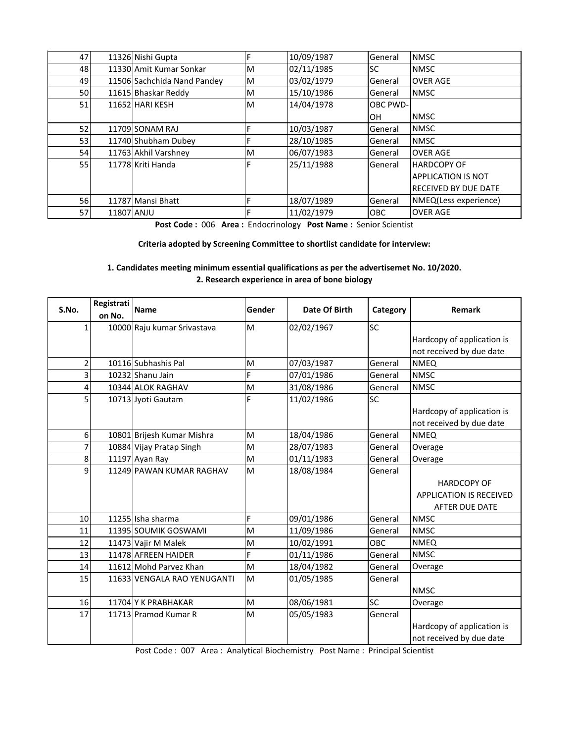| 47 | 11326 | Nishi Gupta | F | 10/09/1987 | General | NMSC |
|---|---|---|---|---|---|---|
| 48 | 11330 | Amit Kumar Sonkar | M | 02/11/1985 | SC | NMSC |
| 49 | 11506 | Sachchida Nand Pandey | M | 03/02/1979 | General | OVER AGE |
| 50 | 11615 | Bhaskar Reddy | M | 15/10/1986 | General | NMSC |
| 51 | 11652 | HARI KESH | M | 14/04/1978 | OBC PWD-OH | NMSC |
| 52 | 11709 | SONAM RAJ | F | 10/03/1987 | General | NMSC |
| 53 | 11740 | Shubham Dubey | F | 28/10/1985 | General | NMSC |
| 54 | 11763 | Akhil Varshney | M | 06/07/1983 | General | OVER AGE |
| 55 | 11778 | Kriti Handa | F | 25/11/1988 | General | HARDCOPY OF APPLICATION IS NOT RECEIVED BY DUE DATE |
| 56 | 11787 | Mansi Bhatt | F | 18/07/1989 | General | NMEQ(Less experience) |
| 57 | 11807 | ANJU | F | 11/02/1979 | OBC | OVER AGE |

**Post Code :** 006 **Area :** Endocrinology **Post Name :** Senior Scientist

**Criteria adopted by Screening Committee to shortlist candidate for interview:**

**1. Candidates meeting minimum essential qualifications as per the advertisemet No. 10/2020.**
**2. Research experience in area of bone biology**

| S.No. | Registration No. | Name | Gender | Date Of Birth | Category | Remark |
|---|---|---|---|---|---|---|
| 1 | 10000 | Raju kumar Srivastava | M | 02/02/1967 | SC | Hardcopy of application is not received by due date |
| 2 | 10116 | Subhashis Pal | M | 07/03/1987 | General | NMEQ |
| 3 | 10232 | Shanu Jain | F | 07/01/1986 | General | NMSC |
| 4 | 10344 | ALOK RAGHAV | M | 31/08/1986 | General | NMSC |
| 5 | 10713 | Jyoti Gautam | F | 11/02/1986 | SC | Hardcopy of application is not received by due date |
| 6 | 10801 | Brijesh Kumar Mishra | M | 18/04/1986 | General | NMEQ |
| 7 | 10884 | Vijay Pratap Singh | M | 28/07/1983 | General | Overage |
| 8 | 11197 | Ayan Ray | M | 01/11/1983 | General | Overage |
| 9 | 11249 | PAWAN KUMAR RAGHAV | M | 18/08/1984 | General | HARDCOPY OF APPLICATION IS RECEIVED AFTER DUE DATE |
| 10 | 11255 | Isha sharma | F | 09/01/1986 | General | NMSC |
| 11 | 11395 | SOUMIK GOSWAMI | M | 11/09/1986 | General | NMSC |
| 12 | 11473 | Vajir M Malek | M | 10/02/1991 | OBC | NMEQ |
| 13 | 11478 | AFREEN HAIDER | F | 01/11/1986 | General | NMSC |
| 14 | 11612 | Mohd Parvez Khan | M | 18/04/1982 | General | Overage |
| 15 | 11633 | VENGALA RAO YENUGANTI | M | 01/05/1985 | General | NMSC |
| 16 | 11704 | Y K PRABHAKAR | M | 08/06/1981 | SC | Overage |
| 17 | 11713 | Pramod Kumar R | M | 05/05/1983 | General | Hardcopy of application is not received by due date |

Post Code : 007 Area : Analytical Biochemistry Post Name : Principal Scientist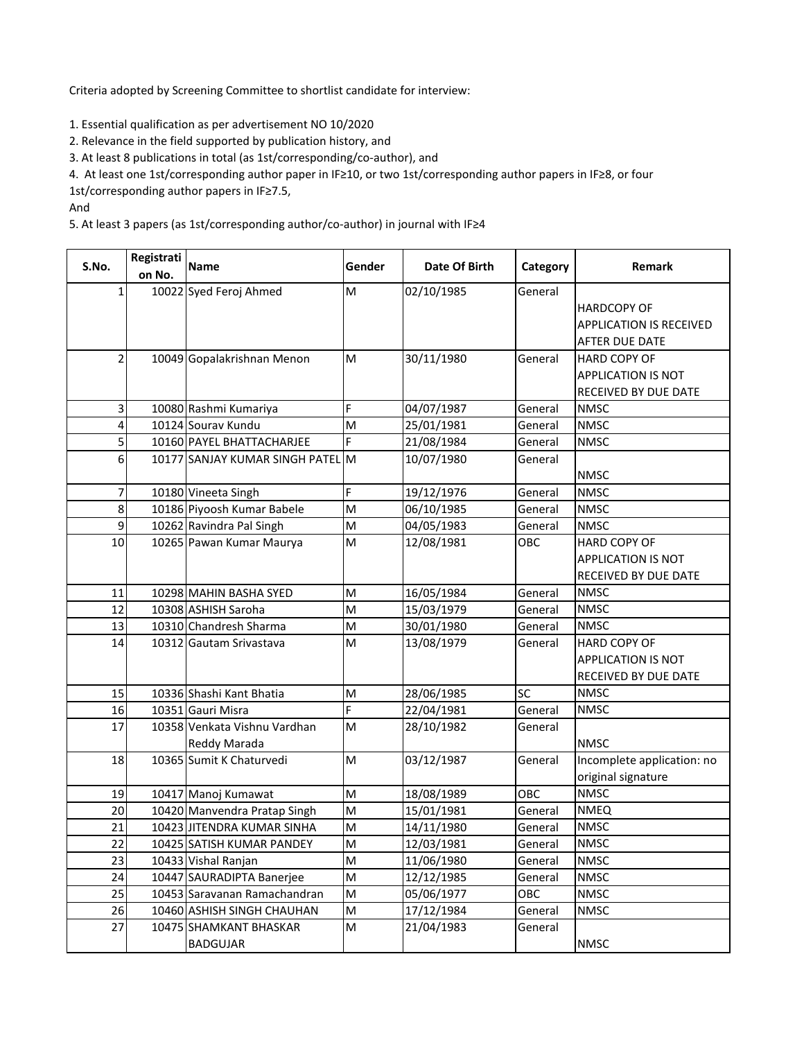Criteria adopted by Screening Committee to shortlist candidate for interview:

1. Essential qualification as per advertisement NO 10/2020
2. Relevance in the field supported by publication history, and
3. At least 8 publications in total (as 1st/corresponding/co-author), and
4. At least one 1st/corresponding author paper in IF≥10, or two 1st/corresponding author papers in IF≥8, or four 1st/corresponding author papers in IF≥7.5,

And

5. At least 3 papers (as 1st/corresponding author/co-author) in journal with IF≥4

| S.No. | Registration No. | Name | Gender | Date Of Birth | Category | Remark |
|---|---|---|---|---|---|---|
| 1 | 10022 | Syed Feroj Ahmed | M | 02/10/1985 | General | HARDCOPY OF APPLICATION IS RECEIVED AFTER DUE DATE |
| 2 | 10049 | Gopalakrishnan Menon | M | 30/11/1980 | General | HARD COPY OF APPLICATION IS NOT RECEIVED BY DUE DATE |
| 3 | 10080 | Rashmi Kumariya | F | 04/07/1987 | General | NMSC |
| 4 | 10124 | Sourav Kundu | M | 25/01/1981 | General | NMSC |
| 5 | 10160 | PAYEL BHATTACHARJEE | F | 21/08/1984 | General | NMSC |
| 6 | 10177 | SANJAY KUMAR SINGH PATEL | M | 10/07/1980 | General | NMSC |
| 7 | 10180 | Vineeta Singh | F | 19/12/1976 | General | NMSC |
| 8 | 10186 | Piyoosh Kumar Babele | M | 06/10/1985 | General | NMSC |
| 9 | 10262 | Ravindra Pal Singh | M | 04/05/1983 | General | NMSC |
| 10 | 10265 | Pawan Kumar Maurya | M | 12/08/1981 | OBC | HARD COPY OF APPLICATION IS NOT RECEIVED BY DUE DATE |
| 11 | 10298 | MAHIN BASHA SYED | M | 16/05/1984 | General | NMSC |
| 12 | 10308 | ASHISH Saroha | M | 15/03/1979 | General | NMSC |
| 13 | 10310 | Chandresh Sharma | M | 30/01/1980 | General | NMSC |
| 14 | 10312 | Gautam Srivastava | M | 13/08/1979 | General | HARD COPY OF APPLICATION IS NOT RECEIVED BY DUE DATE |
| 15 | 10336 | Shashi Kant Bhatia | M | 28/06/1985 | SC | NMSC |
| 16 | 10351 | Gauri Misra | F | 22/04/1981 | General | NMSC |
| 17 | 10358 | Venkata Vishnu Vardhan Reddy Marada | M | 28/10/1982 | General | NMSC |
| 18 | 10365 | Sumit K Chaturvedi | M | 03/12/1987 | General | Incomplete application: no original signature |
| 19 | 10417 | Manoj Kumawat | M | 18/08/1989 | OBC | NMSC |
| 20 | 10420 | Manvendra Pratap Singh | M | 15/01/1981 | General | NMEQ |
| 21 | 10423 | JITENDRA KUMAR SINHA | M | 14/11/1980 | General | NMSC |
| 22 | 10425 | SATISH KUMAR PANDEY | M | 12/03/1981 | General | NMSC |
| 23 | 10433 | Vishal Ranjan | M | 11/06/1980 | General | NMSC |
| 24 | 10447 | SAURADIPTA Banerjee | M | 12/12/1985 | General | NMSC |
| 25 | 10453 | Saravanan Ramachandran | M | 05/06/1977 | OBC | NMSC |
| 26 | 10460 | ASHISH SINGH CHAUHAN | M | 17/12/1984 | General | NMSC |
| 27 | 10475 | SHAMKANT BHASKAR BADGUJAR | M | 21/04/1983 | General | NMSC |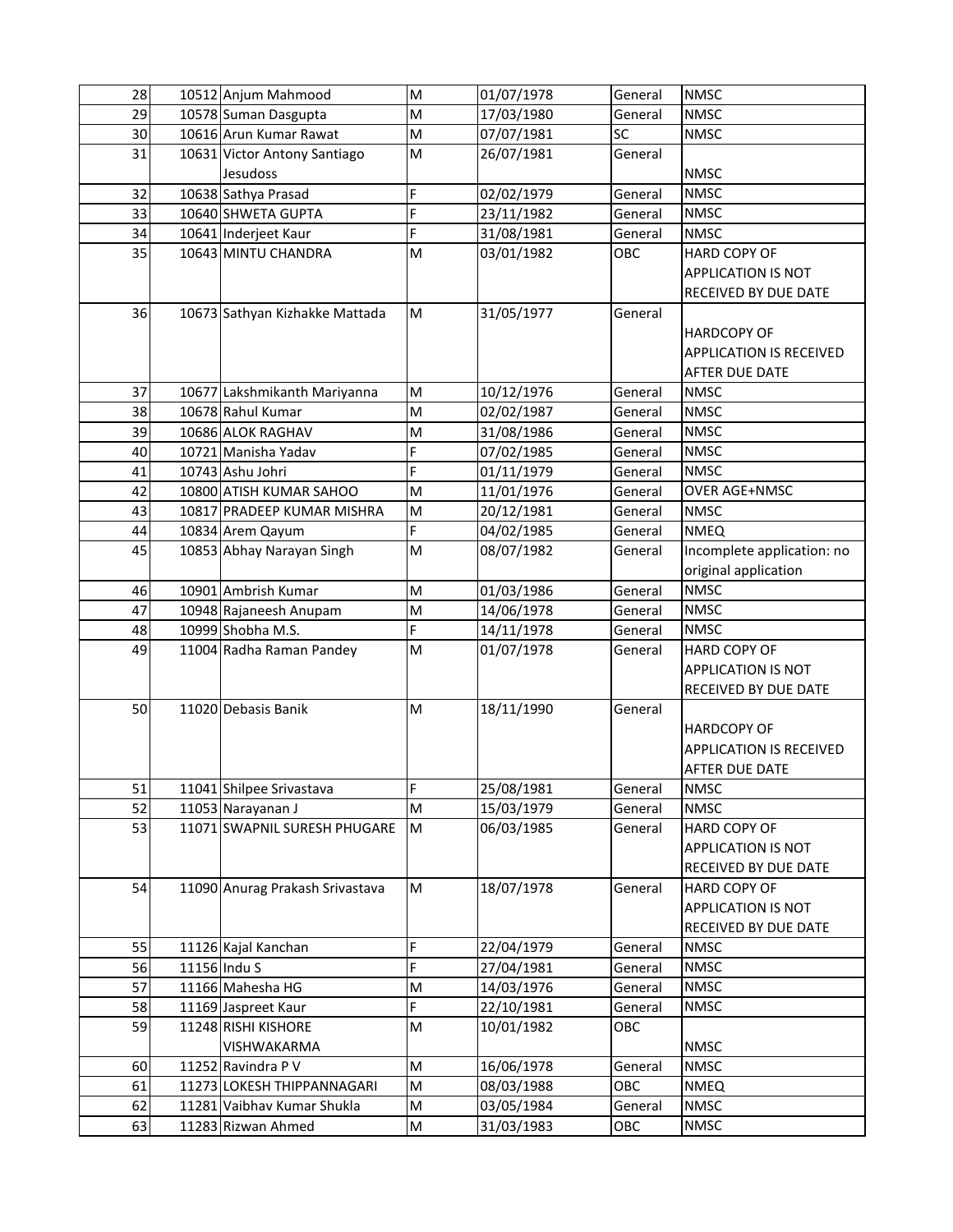| | | | | | | |
|---|---|---|---|---|---|---|
| 28 | 10512 | Anjum Mahmood | M | 01/07/1978 | General | NMSC |
| 29 | 10578 | Suman Dasgupta | M | 17/03/1980 | General | NMSC |
| 30 | 10616 | Arun Kumar Rawat | M | 07/07/1981 | SC | NMSC |
| 31 | 10631 | Victor Antony Santiago Jesudoss | M | 26/07/1981 | General | NMSC |
| 32 | 10638 | Sathya Prasad | F | 02/02/1979 | General | NMSC |
| 33 | 10640 | SHWETA GUPTA | F | 23/11/1982 | General | NMSC |
| 34 | 10641 | Inderjeet Kaur | F | 31/08/1981 | General | NMSC |
| 35 | 10643 | MINTU CHANDRA | M | 03/01/1982 | OBC | HARD COPY OF APPLICATION IS NOT RECEIVED BY DUE DATE |
| 36 | 10673 | Sathyan Kizhakke Mattada | M | 31/05/1977 | General | HARDCOPY OF APPLICATION IS RECEIVED AFTER DUE DATE |
| 37 | 10677 | Lakshmikanth Mariyanna | M | 10/12/1976 | General | NMSC |
| 38 | 10678 | Rahul Kumar | M | 02/02/1987 | General | NMSC |
| 39 | 10686 | ALOK RAGHAV | M | 31/08/1986 | General | NMSC |
| 40 | 10721 | Manisha Yadav | F | 07/02/1985 | General | NMSC |
| 41 | 10743 | Ashu Johri | F | 01/11/1979 | General | NMSC |
| 42 | 10800 | ATISH KUMAR SAHOO | M | 11/01/1976 | General | OVER AGE+NMSC |
| 43 | 10817 | PRADEEP KUMAR MISHRA | M | 20/12/1981 | General | NMSC |
| 44 | 10834 | Arem Qayum | F | 04/02/1985 | General | NMEQ |
| 45 | 10853 | Abhay Narayan Singh | M | 08/07/1982 | General | Incomplete application: no original application |
| 46 | 10901 | Ambrish Kumar | M | 01/03/1986 | General | NMSC |
| 47 | 10948 | Rajaneesh Anupam | M | 14/06/1978 | General | NMSC |
| 48 | 10999 | Shobha M.S. | F | 14/11/1978 | General | NMSC |
| 49 | 11004 | Radha Raman Pandey | M | 01/07/1978 | General | HARD COPY OF APPLICATION IS NOT RECEIVED BY DUE DATE |
| 50 | 11020 | Debasis Banik | M | 18/11/1990 | General | HARDCOPY OF APPLICATION IS RECEIVED AFTER DUE DATE |
| 51 | 11041 | Shilpee Srivastava | F | 25/08/1981 | General | NMSC |
| 52 | 11053 | Narayanan J | M | 15/03/1979 | General | NMSC |
| 53 | 11071 | SWAPNIL SURESH PHUGARE | M | 06/03/1985 | General | HARD COPY OF APPLICATION IS NOT RECEIVED BY DUE DATE |
| 54 | 11090 | Anurag Prakash Srivastava | M | 18/07/1978 | General | HARD COPY OF APPLICATION IS NOT RECEIVED BY DUE DATE |
| 55 | 11126 | Kajal Kanchan | F | 22/04/1979 | General | NMSC |
| 56 | 11156 | Indu S | F | 27/04/1981 | General | NMSC |
| 57 | 11166 | Mahesha HG | M | 14/03/1976 | General | NMSC |
| 58 | 11169 | Jaspreet Kaur | F | 22/10/1981 | General | NMSC |
| 59 | 11248 | RISHI KISHORE VISHWAKARMA | M | 10/01/1982 | OBC | NMSC |
| 60 | 11252 | Ravindra P V | M | 16/06/1978 | General | NMSC |
| 61 | 11273 | LOKESH THIPPANNAGARI | M | 08/03/1988 | OBC | NMEQ |
| 62 | 11281 | Vaibhav Kumar Shukla | M | 03/05/1984 | General | NMSC |
| 63 | 11283 | Rizwan Ahmed | M | 31/03/1983 | OBC | NMSC |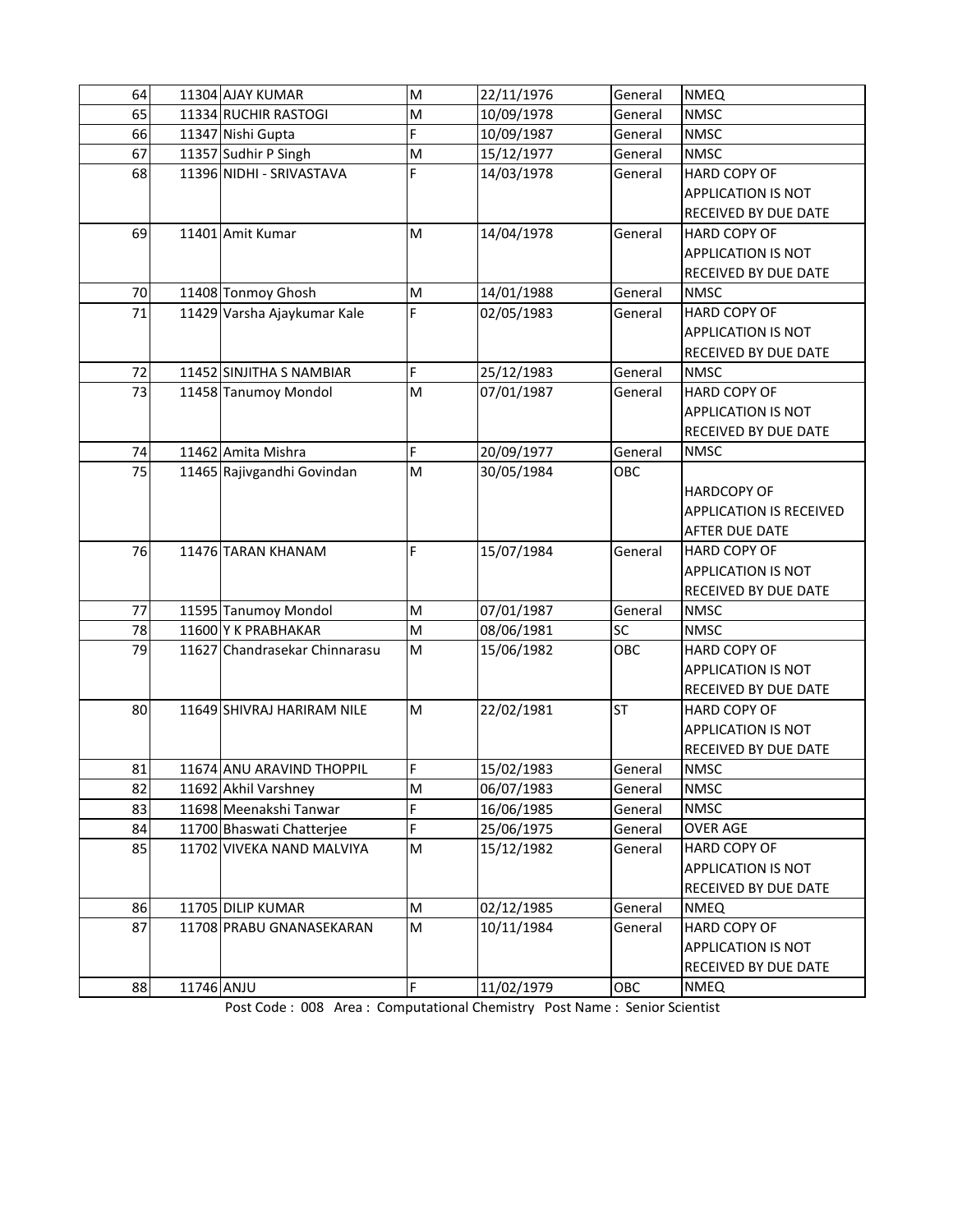| 64 | 11304 | AJAY KUMAR | M | 22/11/1976 | General | NMEQ |
|---|---|---|---|---|---|---|
| 65 | 11334 | RUCHIR RASTOGI | M | 10/09/1978 | General | NMSC |
| 66 | 11347 | Nishi Gupta | F | 10/09/1987 | General | NMSC |
| 67 | 11357 | Sudhir P Singh | M | 15/12/1977 | General | NMSC |
| 68 | 11396 | NIDHI - SRIVASTAVA | F | 14/03/1978 | General | HARD COPY OF APPLICATION IS NOT RECEIVED BY DUE DATE |
| 69 | 11401 | Amit Kumar | M | 14/04/1978 | General | HARD COPY OF APPLICATION IS NOT RECEIVED BY DUE DATE |
| 70 | 11408 | Tonmoy Ghosh | M | 14/01/1988 | General | NMSC |
| 71 | 11429 | Varsha Ajaykumar Kale | F | 02/05/1983 | General | HARD COPY OF APPLICATION IS NOT RECEIVED BY DUE DATE |
| 72 | 11452 | SINJITHA S NAMBIAR | F | 25/12/1983 | General | NMSC |
| 73 | 11458 | Tanumoy Mondol | M | 07/01/1987 | General | HARD COPY OF APPLICATION IS NOT RECEIVED BY DUE DATE |
| 74 | 11462 | Amita Mishra | F | 20/09/1977 | General | NMSC |
| 75 | 11465 | Rajivgandhi Govindan | M | 30/05/1984 | OBC | HARDCOPY OF APPLICATION IS RECEIVED AFTER DUE DATE |
| 76 | 11476 | TARAN KHANAM | F | 15/07/1984 | General | HARD COPY OF APPLICATION IS NOT RECEIVED BY DUE DATE |
| 77 | 11595 | Tanumoy Mondol | M | 07/01/1987 | General | NMSC |
| 78 | 11600 | Y K PRABHAKAR | M | 08/06/1981 | SC | NMSC |
| 79 | 11627 | Chandrasekar Chinnarasu | M | 15/06/1982 | OBC | HARD COPY OF APPLICATION IS NOT RECEIVED BY DUE DATE |
| 80 | 11649 | SHIVRAJ HARIRAM NILE | M | 22/02/1981 | ST | HARD COPY OF APPLICATION IS NOT RECEIVED BY DUE DATE |
| 81 | 11674 | ANU ARAVIND THOPPIL | F | 15/02/1983 | General | NMSC |
| 82 | 11692 | Akhil Varshney | M | 06/07/1983 | General | NMSC |
| 83 | 11698 | Meenakshi Tanwar | F | 16/06/1985 | General | NMSC |
| 84 | 11700 | Bhaswati Chatterjee | F | 25/06/1975 | General | OVER AGE |
| 85 | 11702 | VIVEKA NAND MALVIYA | M | 15/12/1982 | General | HARD COPY OF APPLICATION IS NOT RECEIVED BY DUE DATE |
| 86 | 11705 | DILIP KUMAR | M | 02/12/1985 | General | NMEQ |
| 87 | 11708 | PRABU GNANASEKARAN | M | 10/11/1984 | General | HARD COPY OF APPLICATION IS NOT RECEIVED BY DUE DATE |
| 88 | 11746 | ANJU | F | 11/02/1979 | OBC | NMEQ |

Post Code : 008 Area : Computational Chemistry Post Name : Senior Scientist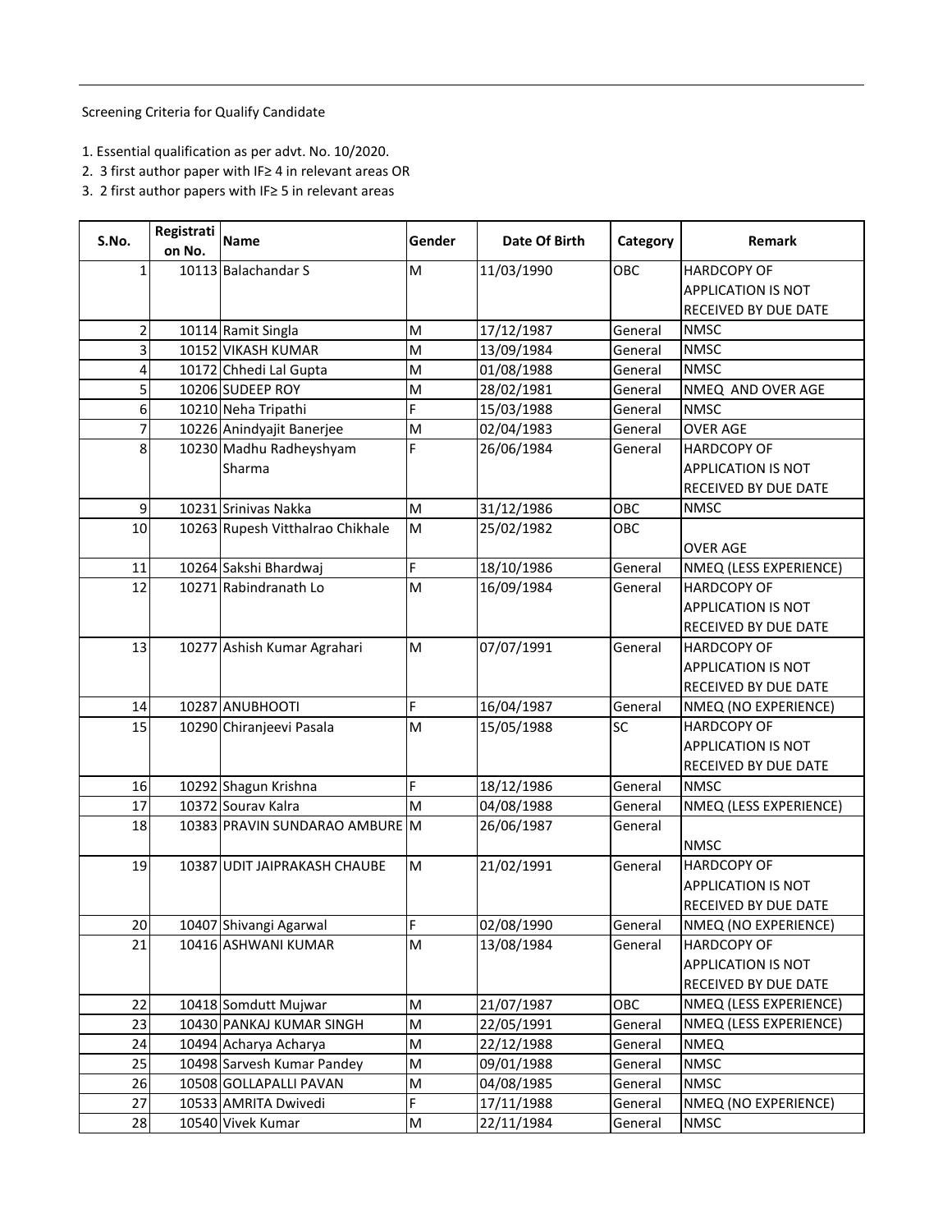Screening Criteria for Qualify Candidate

1. Essential qualification as per advt. No. 10/2020.
2. 3 first author paper with IF≥ 4 in relevant areas OR
3. 2 first author papers with IF≥ 5 in relevant areas

| S.No. | Registration No. | Name | Gender | Date Of Birth | Category | Remark |
|---|---|---|---|---|---|---|
| 1 | 10113 | Balachandar S | M | 11/03/1990 | OBC | HARDCOPY OF APPLICATION IS NOT RECEIVED BY DUE DATE |
| 2 | 10114 | Ramit Singla | M | 17/12/1987 | General | NMSC |
| 3 | 10152 | VIKASH KUMAR | M | 13/09/1984 | General | NMSC |
| 4 | 10172 | Chhedi Lal Gupta | M | 01/08/1988 | General | NMSC |
| 5 | 10206 | SUDEEP ROY | M | 28/02/1981 | General | NMEQ AND OVER AGE |
| 6 | 10210 | Neha Tripathi | F | 15/03/1988 | General | NMSC |
| 7 | 10226 | Anindyajit Banerjee | M | 02/04/1983 | General | OVER AGE |
| 8 | 10230 | Madhu Radheyshyam Sharma | F | 26/06/1984 | General | HARDCOPY OF APPLICATION IS NOT RECEIVED BY DUE DATE |
| 9 | 10231 | Srinivas Nakka | M | 31/12/1986 | OBC | NMSC |
| 10 | 10263 | Rupesh Vitthalrao Chikhale | M | 25/02/1982 | OBC | OVER AGE |
| 11 | 10264 | Sakshi Bhardwaj | F | 18/10/1986 | General | NMEQ (LESS EXPERIENCE) |
| 12 | 10271 | Rabindranath Lo | M | 16/09/1984 | General | HARDCOPY OF APPLICATION IS NOT RECEIVED BY DUE DATE |
| 13 | 10277 | Ashish Kumar Agrahari | M | 07/07/1991 | General | HARDCOPY OF APPLICATION IS NOT RECEIVED BY DUE DATE |
| 14 | 10287 | ANUBHOOTI | F | 16/04/1987 | General | NMEQ (NO EXPERIENCE) |
| 15 | 10290 | Chiranjeevi Pasala | M | 15/05/1988 | SC | HARDCOPY OF APPLICATION IS NOT RECEIVED BY DUE DATE |
| 16 | 10292 | Shagun Krishna | F | 18/12/1986 | General | NMSC |
| 17 | 10372 | Sourav Kalra | M | 04/08/1988 | General | NMEQ (LESS EXPERIENCE) |
| 18 | 10383 | PRAVIN SUNDARAO AMBURE | M | 26/06/1987 | General | NMSC |
| 19 | 10387 | UDIT JAIPRAKASH CHAUBE | M | 21/02/1991 | General | HARDCOPY OF APPLICATION IS NOT RECEIVED BY DUE DATE |
| 20 | 10407 | Shivangi Agarwal | F | 02/08/1990 | General | NMEQ (NO EXPERIENCE) |
| 21 | 10416 | ASHWANI KUMAR | M | 13/08/1984 | General | HARDCOPY OF APPLICATION IS NOT RECEIVED BY DUE DATE |
| 22 | 10418 | Somdutt Mujwar | M | 21/07/1987 | OBC | NMEQ (LESS EXPERIENCE) |
| 23 | 10430 | PANKAJ KUMAR SINGH | M | 22/05/1991 | General | NMEQ (LESS EXPERIENCE) |
| 24 | 10494 | Acharya Acharya | M | 22/12/1988 | General | NMEQ |
| 25 | 10498 | Sarvesh Kumar Pandey | M | 09/01/1988 | General | NMSC |
| 26 | 10508 | GOLLAPALLI PAVAN | M | 04/08/1985 | General | NMSC |
| 27 | 10533 | AMRITA Dwivedi | F | 17/11/1988 | General | NMEQ (NO EXPERIENCE) |
| 28 | 10540 | Vivek Kumar | M | 22/11/1984 | General | NMSC |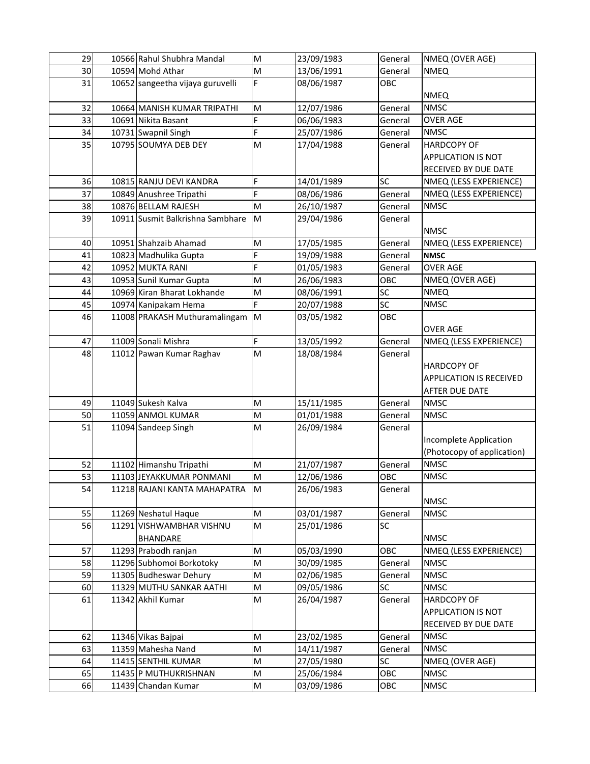| 29 | 10566 | Rahul Shubhra Mandal | M | 23/09/1983 | General | NMEQ (OVER AGE) |
|---|---|---|---|---|---|---|
| 30 | 10594 | Mohd Athar | M | 13/06/1991 | General | NMEQ |
| 31 | 10652 | sangeetha vijaya guruvelli | F | 08/06/1987 | OBC | NMEQ |
| 32 | 10664 | MANISH KUMAR TRIPATHI | M | 12/07/1986 | General | NMSC |
| 33 | 10691 | Nikita Basant | F | 06/06/1983 | General | OVER AGE |
| 34 | 10731 | Swapnil Singh | F | 25/07/1986 | General | NMSC |
| 35 | 10795 | SOUMYA DEB DEY | M | 17/04/1988 | General | HARDCOPY OF APPLICATION IS NOT RECEIVED BY DUE DATE |
| 36 | 10815 | RANJU DEVI KANDRA | F | 14/01/1989 | SC | NMEQ (LESS EXPERIENCE) |
| 37 | 10849 | Anushree Tripathi | F | 08/06/1986 | General | NMEQ (LESS EXPERIENCE) |
| 38 | 10876 | BELLAM RAJESH | M | 26/10/1987 | General | NMSC |
| 39 | 10911 | Susmit Balkrishna Sambhare | M | 29/04/1986 | General | NMSC |
| 40 | 10951 | Shahzaib Ahamad | M | 17/05/1985 | General | NMEQ (LESS EXPERIENCE) |
| 41 | 10823 | Madhulika Gupta | F | 19/09/1988 | General | **NMSC** |
| 42 | 10952 | MUKTA RANI | F | 01/05/1983 | General | OVER AGE |
| 43 | 10953 | Sunil Kumar Gupta | M | 26/06/1983 | OBC | NMEQ (OVER AGE) |
| 44 | 10969 | Kiran Bharat Lokhande | M | 08/06/1991 | SC | NMEQ |
| 45 | 10974 | Kanipakam Hema | F | 20/07/1988 | SC | NMSC |
| 46 | 11008 | PRAKASH Muthuramalingam | M | 03/05/1982 | OBC | OVER AGE |
| 47 | 11009 | Sonali Mishra | F | 13/05/1992 | General | NMEQ (LESS EXPERIENCE) |
| 48 | 11012 | Pawan Kumar Raghav | M | 18/08/1984 | General | HARDCOPY OF APPLICATION IS RECEIVED AFTER DUE DATE |
| 49 | 11049 | Sukesh Kalva | M | 15/11/1985 | General | NMSC |
| 50 | 11059 | ANMOL KUMAR | M | 01/01/1988 | General | NMSC |
| 51 | 11094 | Sandeep Singh | M | 26/09/1984 | General | Incomplete Application (Photocopy of application) |
| 52 | 11102 | Himanshu Tripathi | M | 21/07/1987 | General | NMSC |
| 53 | 11103 | JEYAKKUMAR PONMANI | M | 12/06/1986 | OBC | NMSC |
| 54 | 11218 | RAJANI KANTA MAHAPATRA | M | 26/06/1983 | General | NMSC |
| 55 | 11269 | Neshatul Haque | M | 03/01/1987 | General | NMSC |
| 56 | 11291 | VISHWAMBHAR VISHNU BHANDARE | M | 25/01/1986 | SC | NMSC |
| 57 | 11293 | Prabodh ranjan | M | 05/03/1990 | OBC | NMEQ (LESS EXPERIENCE) |
| 58 | 11296 | Subhomoi Borkotoky | M | 30/09/1985 | General | NMSC |
| 59 | 11305 | Budheswar Dehury | M | 02/06/1985 | General | NMSC |
| 60 | 11329 | MUTHU SANKAR AATHI | M | 09/05/1986 | SC | NMSC |
| 61 | 11342 | Akhil Kumar | M | 26/04/1987 | General | HARDCOPY OF APPLICATION IS NOT RECEIVED BY DUE DATE |
| 62 | 11346 | Vikas Bajpai | M | 23/02/1985 | General | NMSC |
| 63 | 11359 | Mahesha Nand | M | 14/11/1987 | General | NMSC |
| 64 | 11415 | SENTHIL KUMAR | M | 27/05/1980 | SC | NMEQ (OVER AGE) |
| 65 | 11435 | P MUTHUKRISHNAN | M | 25/06/1984 | OBC | NMSC |
| 66 | 11439 | Chandan Kumar | M | 03/09/1986 | OBC | NMSC |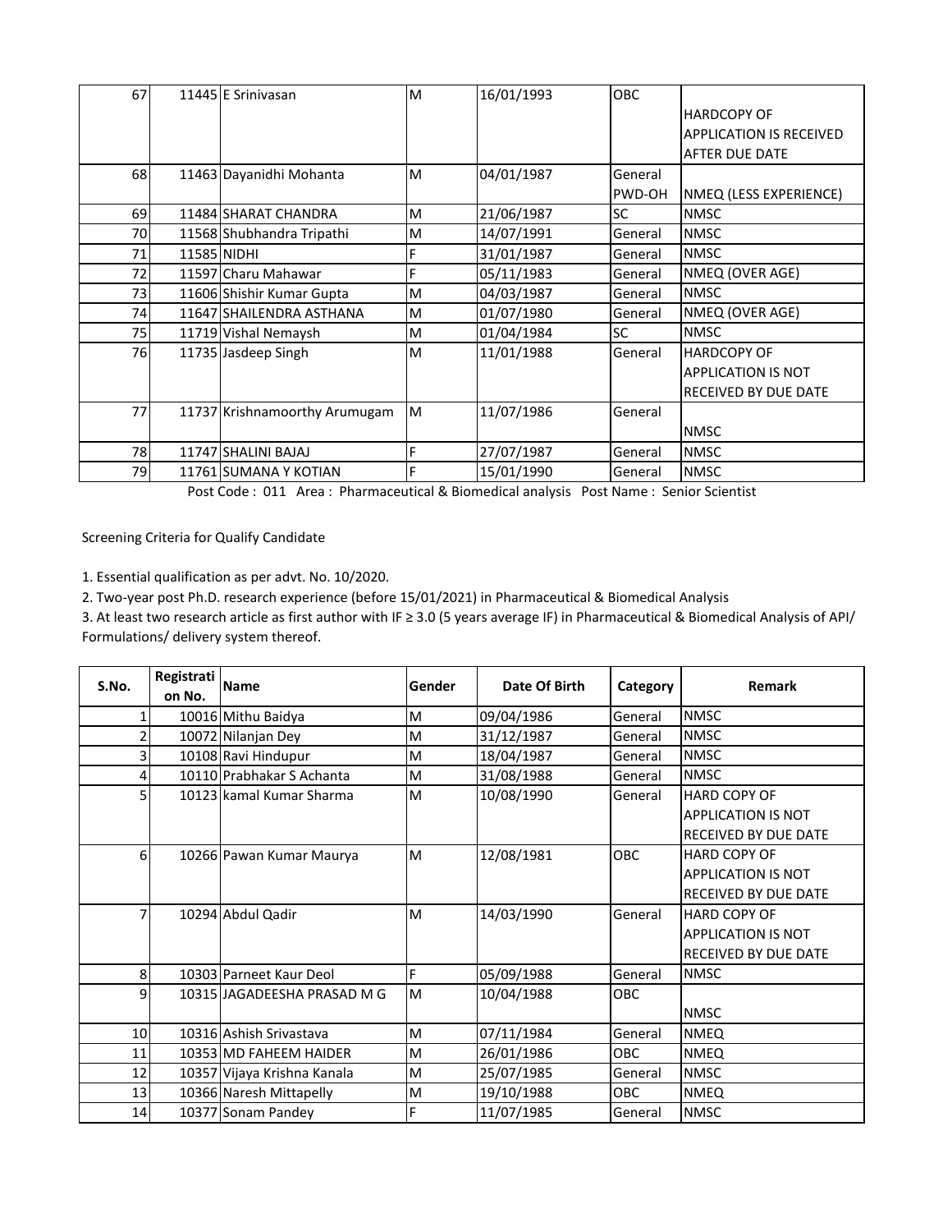| 67 | 11445 | E Srinivasan | M | 16/01/1993 | OBC | HARDCOPY OF APPLICATION IS RECEIVED AFTER DUE DATE |
|---|---|---|---|---|---|---|
| 68 | 11463 | Dayanidhi Mohanta | M | 04/01/1987 | General PWD-OH | NMEQ (LESS EXPERIENCE) |
| 69 | 11484 | SHARAT CHANDRA | M | 21/06/1987 | SC | NMSC |
| 70 | 11568 | Shubhandra Tripathi | M | 14/07/1991 | General | NMSC |
| 71 | 11585 | NIDHI | F | 31/01/1987 | General | NMSC |
| 72 | 11597 | Charu Mahawar | F | 05/11/1983 | General | NMEQ (OVER AGE) |
| 73 | 11606 | Shishir Kumar Gupta | M | 04/03/1987 | General | NMSC |
| 74 | 11647 | SHAILENDRA ASTHANA | M | 01/07/1980 | General | NMEQ (OVER AGE) |
| 75 | 11719 | Vishal Nemaysh | M | 01/04/1984 | SC | NMSC |
| 76 | 11735 | Jasdeep Singh | M | 11/01/1988 | General | HARDCOPY OF APPLICATION IS NOT RECEIVED BY DUE DATE |
| 77 | 11737 | Krishnamoorthy Arumugam | M | 11/07/1986 | General | NMSC |
| 78 | 11747 | SHALINI BAJAJ | F | 27/07/1987 | General | NMSC |
| 79 | 11761 | SUMANA Y KOTIAN | F | 15/01/1990 | General | NMSC |

Post Code : 011 Area : Pharmaceutical & Biomedical analysis Post Name : Senior Scientist

Screening Criteria for Qualify Candidate

1. Essential qualification as per advt. No. 10/2020.
2. Two-year post Ph.D. research experience (before 15/01/2021) in Pharmaceutical & Biomedical Analysis
3. At least two research article as first author with IF ≥ 3.0 (5 years average IF) in Pharmaceutical & Biomedical Analysis of API/ Formulations/ delivery system thereof.

| S.No. | Registration No. | Name | Gender | Date Of Birth | Category | Remark |
|---|---|---|---|---|---|---|
| 1 | 10016 | Mithu Baidya | M | 09/04/1986 | General | NMSC |
| 2 | 10072 | Nilanjan Dey | M | 31/12/1987 | General | NMSC |
| 3 | 10108 | Ravi Hindupur | M | 18/04/1987 | General | NMSC |
| 4 | 10110 | Prabhakar S Achanta | M | 31/08/1988 | General | NMSC |
| 5 | 10123 | kamal Kumar Sharma | M | 10/08/1990 | General | HARD COPY OF APPLICATION IS NOT RECEIVED BY DUE DATE |
| 6 | 10266 | Pawan Kumar Maurya | M | 12/08/1981 | OBC | HARD COPY OF APPLICATION IS NOT RECEIVED BY DUE DATE |
| 7 | 10294 | Abdul Qadir | M | 14/03/1990 | General | HARD COPY OF APPLICATION IS NOT RECEIVED BY DUE DATE |
| 8 | 10303 | Parneet Kaur Deol | F | 05/09/1988 | General | NMSC |
| 9 | 10315 | JAGADEESHA PRASAD M G | M | 10/04/1988 | OBC | NMSC |
| 10 | 10316 | Ashish Srivastava | M | 07/11/1984 | General | NMEQ |
| 11 | 10353 | MD FAHEEM HAIDER | M | 26/01/1986 | OBC | NMEQ |
| 12 | 10357 | Vijaya Krishna Kanala | M | 25/07/1985 | General | NMSC |
| 13 | 10366 | Naresh Mittapelly | M | 19/10/1988 | OBC | NMEQ |
| 14 | 10377 | Sonam Pandey | F | 11/07/1985 | General | NMSC |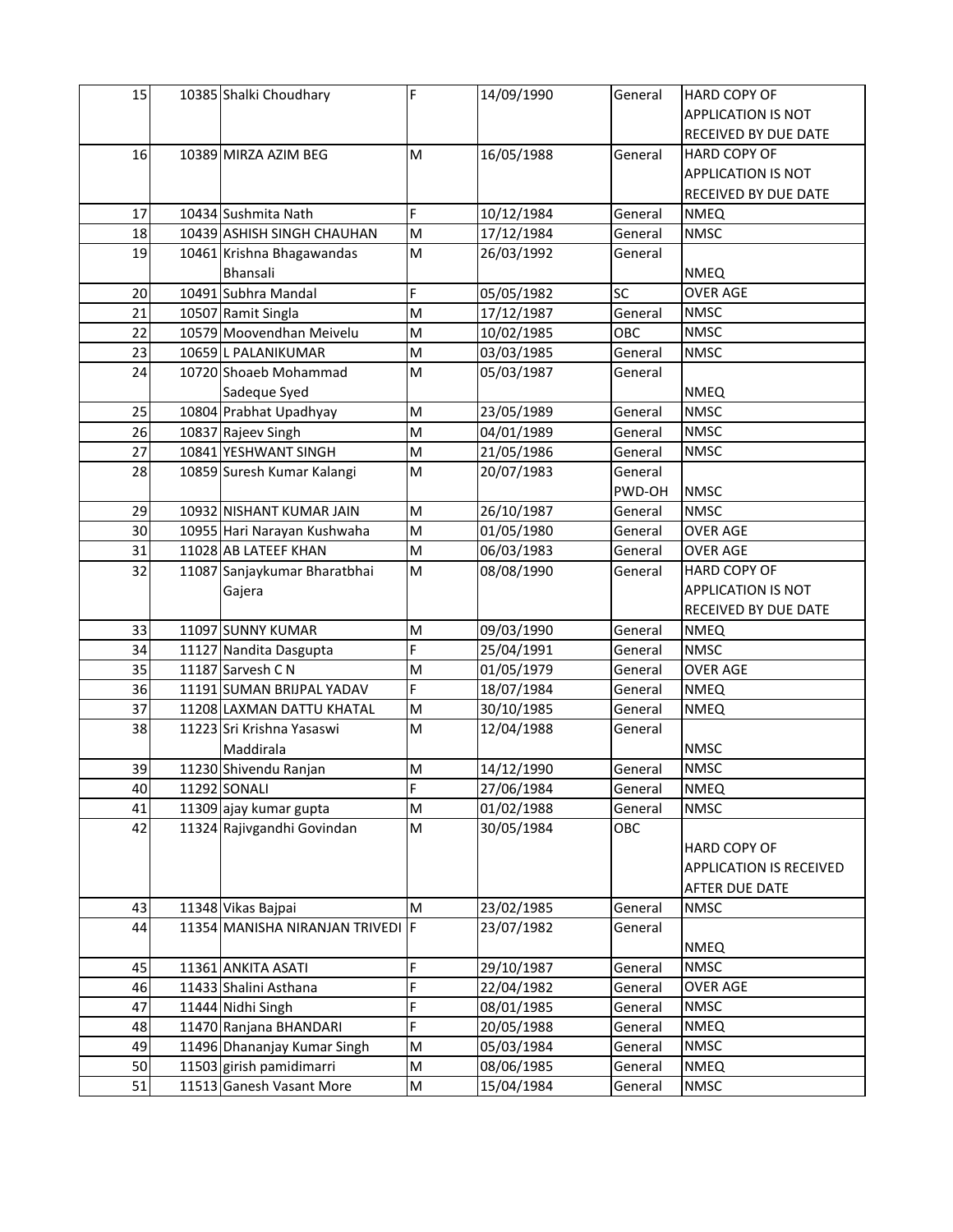| 15 | 10385 | Shalki Choudhary | F | 14/09/1990 | General | HARD COPY OF APPLICATION IS NOT RECEIVED BY DUE DATE |
|---|---|---|---|---|---|---|
| 16 | 10389 | MIRZA AZIM BEG | M | 16/05/1988 | General | HARD COPY OF APPLICATION IS NOT RECEIVED BY DUE DATE |
| 17 | 10434 | Sushmita Nath | F | 10/12/1984 | General | NMEQ |
| 18 | 10439 | ASHISH SINGH CHAUHAN | M | 17/12/1984 | General | NMSC |
| 19 | 10461 | Krishna Bhagawandas Bhansali | M | 26/03/1992 | General | NMEQ |
| 20 | 10491 | Subhra Mandal | F | 05/05/1982 | SC | OVER AGE |
| 21 | 10507 | Ramit Singla | M | 17/12/1987 | General | NMSC |
| 22 | 10579 | Moovendhan Meivelu | M | 10/02/1985 | OBC | NMSC |
| 23 | 10659 | L PALANIKUMAR | M | 03/03/1985 | General | NMSC |
| 24 | 10720 | Shoaeb Mohammad Sadeque Syed | M | 05/03/1987 | General | NMEQ |
| 25 | 10804 | Prabhat Upadhyay | M | 23/05/1989 | General | NMSC |
| 26 | 10837 | Rajeev Singh | M | 04/01/1989 | General | NMSC |
| 27 | 10841 | YESHWANT SINGH | M | 21/05/1986 | General | NMSC |
| 28 | 10859 | Suresh Kumar Kalangi | M | 20/07/1983 | General PWD-OH | NMSC |
| 29 | 10932 | NISHANT KUMAR JAIN | M | 26/10/1987 | General | NMSC |
| 30 | 10955 | Hari Narayan Kushwaha | M | 01/05/1980 | General | OVER AGE |
| 31 | 11028 | AB LATEEF KHAN | M | 06/03/1983 | General | OVER AGE |
| 32 | 11087 | Sanjaykumar Bharatbhai Gajera | M | 08/08/1990 | General | HARD COPY OF APPLICATION IS NOT RECEIVED BY DUE DATE |
| 33 | 11097 | SUNNY KUMAR | M | 09/03/1990 | General | NMEQ |
| 34 | 11127 | Nandita Dasgupta | F | 25/04/1991 | General | NMSC |
| 35 | 11187 | Sarvesh C N | M | 01/05/1979 | General | OVER AGE |
| 36 | 11191 | SUMAN BRIJPAL YADAV | F | 18/07/1984 | General | NMEQ |
| 37 | 11208 | LAXMAN DATTU KHATAL | M | 30/10/1985 | General | NMEQ |
| 38 | 11223 | Sri Krishna Yasaswi Maddirala | M | 12/04/1988 | General | NMSC |
| 39 | 11230 | Shivendu Ranjan | M | 14/12/1990 | General | NMSC |
| 40 | 11292 | SONALI | F | 27/06/1984 | General | NMEQ |
| 41 | 11309 | ajay kumar gupta | M | 01/02/1988 | General | NMSC |
| 42 | 11324 | Rajivgandhi Govindan | M | 30/05/1984 | OBC | HARD COPY OF APPLICATION IS RECEIVED AFTER DUE DATE |
| 43 | 11348 | Vikas Bajpai | M | 23/02/1985 | General | NMSC |
| 44 | 11354 | MANISHA NIRANJAN TRIVEDI | F | 23/07/1982 | General | NMEQ |
| 45 | 11361 | ANKITA ASATI | F | 29/10/1987 | General | NMSC |
| 46 | 11433 | Shalini Asthana | F | 22/04/1982 | General | OVER AGE |
| 47 | 11444 | Nidhi Singh | F | 08/01/1985 | General | NMSC |
| 48 | 11470 | Ranjana BHANDARI | F | 20/05/1988 | General | NMEQ |
| 49 | 11496 | Dhananjay Kumar Singh | M | 05/03/1984 | General | NMSC |
| 50 | 11503 | girish pamidimarri | M | 08/06/1985 | General | NMEQ |
| 51 | 11513 | Ganesh Vasant More | M | 15/04/1984 | General | NMSC |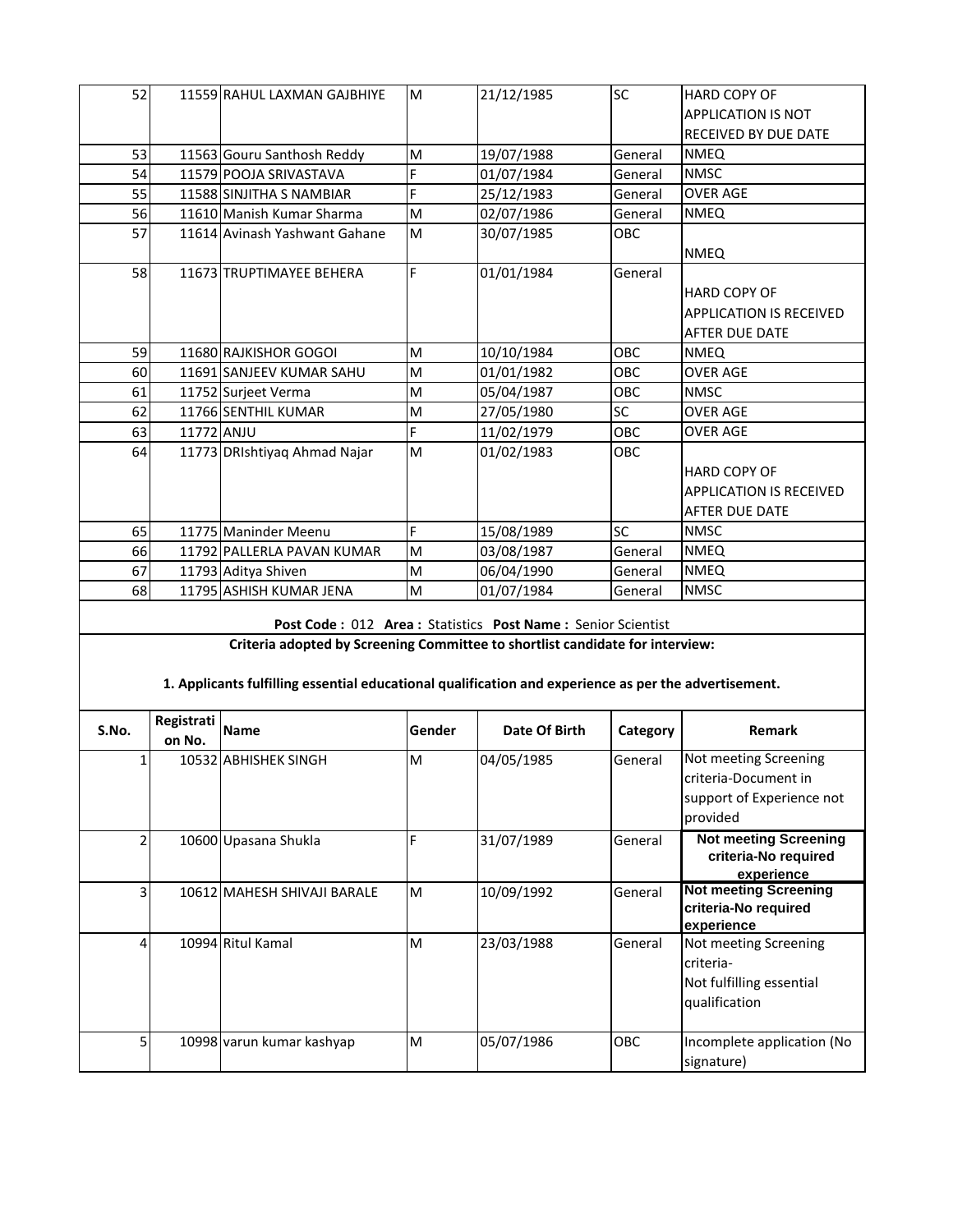| S.No. | Registration No. | Name | Gender | Date Of Birth | Category | Remark |
|---|---|---|---|---|---|---|
| 52 | 11559 | RAHUL LAXMAN GAJBHIYE | M | 21/12/1985 | SC | HARD COPY OF APPLICATION IS NOT RECEIVED BY DUE DATE |
| 53 | 11563 | Gouru Santhosh Reddy | M | 19/07/1988 | General | NMEQ |
| 54 | 11579 | POOJA SRIVASTAVA | F | 01/07/1984 | General | NMSC |
| 55 | 11588 | SINJITHA S NAMBIAR | F | 25/12/1983 | General | OVER AGE |
| 56 | 11610 | Manish Kumar Sharma | M | 02/07/1986 | General | NMEQ |
| 57 | 11614 | Avinash Yashwant Gahane | M | 30/07/1985 | OBC | NMEQ |
| 58 | 11673 | TRUPTIMAYEE BEHERA | F | 01/01/1984 | General | HARD COPY OF APPLICATION IS RECEIVED AFTER DUE DATE |
| 59 | 11680 | RAJKISHOR GOGOI | M | 10/10/1984 | OBC | NMEQ |
| 60 | 11691 | SANJEEV KUMAR SAHU | M | 01/01/1982 | OBC | OVER AGE |
| 61 | 11752 | Surjeet Verma | M | 05/04/1987 | OBC | NMSC |
| 62 | 11766 | SENTHIL KUMAR | M | 27/05/1980 | SC | OVER AGE |
| 63 | 11772 | ANJU | F | 11/02/1979 | OBC | OVER AGE |
| 64 | 11773 | DRIshtiyaq Ahmad Najar | M | 01/02/1983 | OBC | HARD COPY OF APPLICATION IS RECEIVED AFTER DUE DATE |
| 65 | 11775 | Maninder Meenu | F | 15/08/1989 | SC | NMSC |
| 66 | 11792 | PALLERLA PAVAN KUMAR | M | 03/08/1987 | General | NMEQ |
| 67 | 11793 | Aditya Shiven | M | 06/04/1990 | General | NMEQ |
| 68 | 11795 | ASHISH KUMAR JENA | M | 01/07/1984 | General | NMSC |

**Post Code :** 012 **Area :** Statistics **Post Name :** Senior Scientist

**Criteria adopted by Screening Committee to shortlist candidate for interview:**

**1. Applicants fulfilling essential educational qualification and experience as per the advertisement.**

| S.No. | Registration No. | Name | Gender | Date Of Birth | Category | Remark |
|---|---|---|---|---|---|---|
| 1 | 10532 | ABHISHEK SINGH | M | 04/05/1985 | General | Not meeting Screening criteria-Document in support of Experience not provided |
| 2 | 10600 | Upasana Shukla | F | 31/07/1989 | General | **Not meeting Screening criteria-No required experience** |
| 3 | 10612 | MAHESH SHIVAJI BARALE | M | 10/09/1992 | General | **Not meeting Screening criteria-No required experience** |
| 4 | 10994 | Ritul Kamal | M | 23/03/1988 | General | Not meeting Screening criteria- Not fulfilling essential qualification |
| 5 | 10998 | varun kumar kashyap | M | 05/07/1986 | OBC | Incomplete application (No signature) |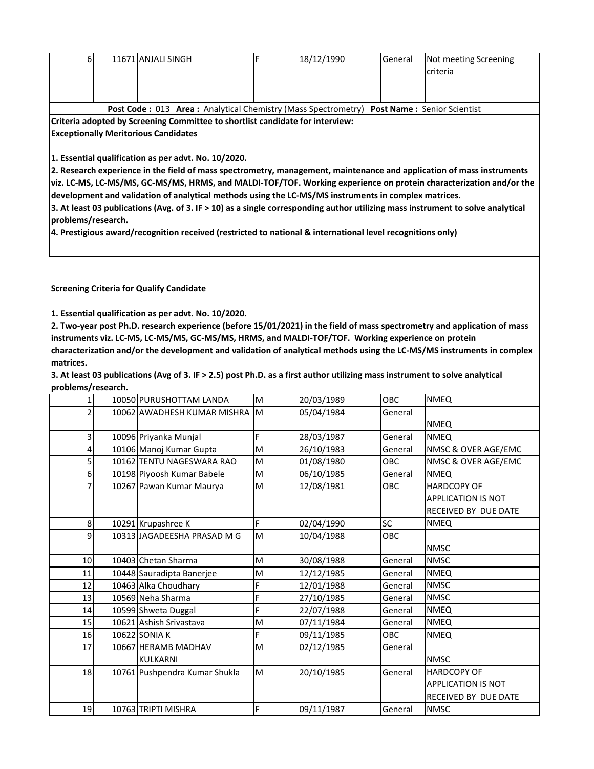| 6 | 11671 | ANJALI SINGH | F | 18/12/1990 | General | Not meeting Screening criteria |
|---|---|---|---|---|---|---|

**Post Code :** 013 **Area :** Analytical Chemistry (Mass Spectrometry) **Post Name :** Senior Scientist

**Criteria adopted by Screening Committee to shortlist candidate for interview:**
**Exceptionally Meritorious Candidates**

**1. Essential qualification as per advt. No. 10/2020.**
**2. Research experience in the field of mass spectrometry, management, maintenance and application of mass instruments viz. LC-MS, LC-MS/MS, GC-MS/MS, HRMS, and MALDI-TOF/TOF. Working experience on protein characterization and/or the development and validation of analytical methods using the LC-MS/MS instruments in complex matrices.**
**3. At least 03 publications (Avg. of 3. IF > 10) as a single corresponding author utilizing mass instrument to solve analytical problems/research.**
**4. Prestigious award/recognition received (restricted to national & international level recognitions only)**

**Screening Criteria for Qualify Candidate**

**1. Essential qualification as per advt. No. 10/2020.**
**2. Two-year post Ph.D. research experience (before 15/01/2021) in the field of mass spectrometry and application of mass instruments viz. LC-MS, LC-MS/MS, GC-MS/MS, HRMS, and MALDI-TOF/TOF. Working experience on protein characterization and/or the development and validation of analytical methods using the LC-MS/MS instruments in complex matrices.**
**3. At least 03 publications (Avg of 3. IF > 2.5) post Ph.D. as a first author utilizing mass instrument to solve analytical problems/research.**

| 1 | 10050 | PURUSHOTTAM LANDA | M | 20/03/1989 | OBC | NMEQ |
|---|---|---|---|---|---|---|
| 2 | 10062 | AWADHESH KUMAR MISHRA | M | 05/04/1984 | General | NMEQ |
| 3 | 10096 | Priyanka Munjal | F | 28/03/1987 | General | NMEQ |
| 4 | 10106 | Manoj Kumar Gupta | M | 26/10/1983 | General | NMSC & OVER AGE/EMC |
| 5 | 10162 | TENTU NAGESWARA RAO | M | 01/08/1980 | OBC | NMSC & OVER AGE/EMC |
| 6 | 10198 | Piyoosh Kumar Babele | M | 06/10/1985 | General | NMEQ |
| 7 | 10267 | Pawan Kumar Maurya | M | 12/08/1981 | OBC | HARDCOPY OF APPLICATION IS NOT RECEIVED BY DUE DATE |
| 8 | 10291 | Krupashree K | F | 02/04/1990 | SC | NMEQ |
| 9 | 10313 | JAGADEESHA PRASAD M G | M | 10/04/1988 | OBC | NMSC |
| 10 | 10403 | Chetan Sharma | M | 30/08/1988 | General | NMSC |
| 11 | 10448 | Sauradipta Banerjee | M | 12/12/1985 | General | NMEQ |
| 12 | 10463 | Alka Choudhary | F | 12/01/1988 | General | NMSC |
| 13 | 10569 | Neha Sharma | F | 27/10/1985 | General | NMSC |
| 14 | 10599 | Shweta Duggal | F | 22/07/1988 | General | NMEQ |
| 15 | 10621 | Ashish Srivastava | M | 07/11/1984 | General | NMEQ |
| 16 | 10622 | SONIA K | F | 09/11/1985 | OBC | NMEQ |
| 17 | 10667 | HERAMB MADHAV KULKARNI | M | 02/12/1985 | General | NMSC |
| 18 | 10761 | Pushpendra Kumar Shukla | M | 20/10/1985 | General | HARDCOPY OF APPLICATION IS NOT RECEIVED BY DUE DATE |
| 19 | 10763 | TRIPTI MISHRA | F | 09/11/1987 | General | NMSC |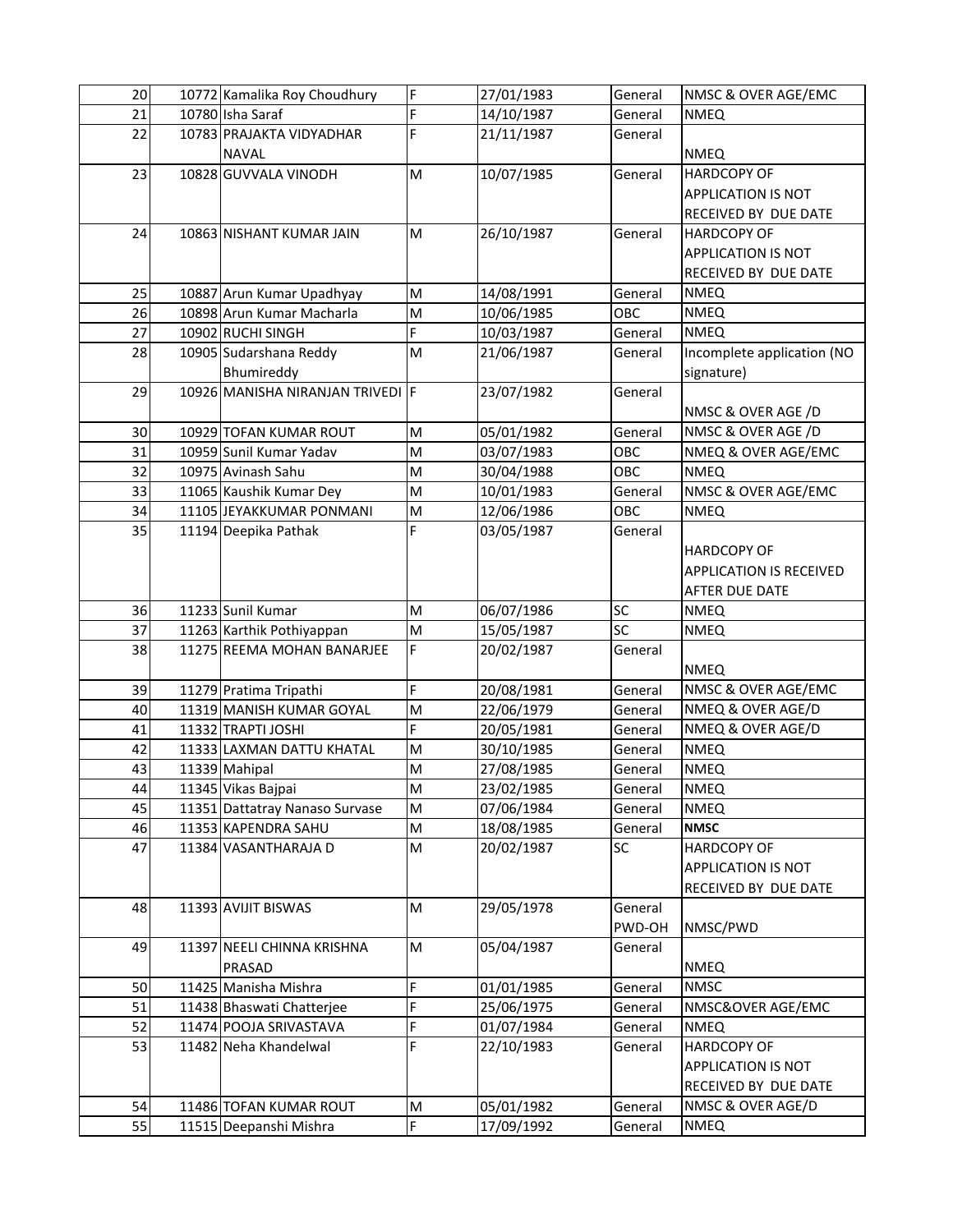| | | | | | | |
|---|---|---|---|---|---|---|
| 20 | 10772 | Kamalika Roy Choudhury | F | 27/01/1983 | General | NMSC & OVER AGE/EMC |
| 21 | 10780 | Isha Saraf | F | 14/10/1987 | General | NMEQ |
| 22 | 10783 | PRAJAKTA VIDYADHAR NAVAL | F | 21/11/1987 | General | NMEQ |
| 23 | 10828 | GUVVALA VINODH | M | 10/07/1985 | General | HARDCOPY OF APPLICATION IS NOT RECEIVED BY DUE DATE |
| 24 | 10863 | NISHANT KUMAR JAIN | M | 26/10/1987 | General | HARDCOPY OF APPLICATION IS NOT RECEIVED BY DUE DATE |
| 25 | 10887 | Arun Kumar Upadhyay | M | 14/08/1991 | General | NMEQ |
| 26 | 10898 | Arun Kumar Macharla | M | 10/06/1985 | OBC | NMEQ |
| 27 | 10902 | RUCHI SINGH | F | 10/03/1987 | General | NMEQ |
| 28 | 10905 | Sudarshana Reddy Bhumireddy | M | 21/06/1987 | General | Incomplete application (NO signature) |
| 29 | 10926 | MANISHA NIRANJAN TRIVEDI | F | 23/07/1982 | General | NMSC & OVER AGE /D |
| 30 | 10929 | TOFAN KUMAR ROUT | M | 05/01/1982 | General | NMSC & OVER AGE /D |
| 31 | 10959 | Sunil Kumar Yadav | M | 03/07/1983 | OBC | NMEQ & OVER AGE/EMC |
| 32 | 10975 | Avinash Sahu | M | 30/04/1988 | OBC | NMEQ |
| 33 | 11065 | Kaushik Kumar Dey | M | 10/01/1983 | General | NMSC & OVER AGE/EMC |
| 34 | 11105 | JEYAKKUMAR PONMANI | M | 12/06/1986 | OBC | NMEQ |
| 35 | 11194 | Deepika Pathak | F | 03/05/1987 | General | HARDCOPY OF APPLICATION IS RECEIVED AFTER DUE DATE |
| 36 | 11233 | Sunil Kumar | M | 06/07/1986 | SC | NMEQ |
| 37 | 11263 | Karthik Pothiyappan | M | 15/05/1987 | SC | NMEQ |
| 38 | 11275 | REEMA MOHAN BANARJEE | F | 20/02/1987 | General | NMEQ |
| 39 | 11279 | Pratima Tripathi | F | 20/08/1981 | General | NMSC & OVER AGE/EMC |
| 40 | 11319 | MANISH KUMAR GOYAL | M | 22/06/1979 | General | NMEQ & OVER AGE/D |
| 41 | 11332 | TRAPTI JOSHI | F | 20/05/1981 | General | NMEQ & OVER AGE/D |
| 42 | 11333 | LAXMAN DATTU KHATAL | M | 30/10/1985 | General | NMEQ |
| 43 | 11339 | Mahipal | M | 27/08/1985 | General | NMEQ |
| 44 | 11345 | Vikas Bajpai | M | 23/02/1985 | General | NMEQ |
| 45 | 11351 | Dattatray Nanaso Survase | M | 07/06/1984 | General | NMEQ |
| 46 | 11353 | KAPENDRA SAHU | M | 18/08/1985 | General | **NMSC** |
| 47 | 11384 | VASANTHARAJA D | M | 20/02/1987 | SC | HARDCOPY OF APPLICATION IS NOT RECEIVED BY DUE DATE |
| 48 | 11393 | AVIJIT BISWAS | M | 29/05/1978 | General PWD-OH | NMSC/PWD |
| 49 | 11397 | NEELI CHINNA KRISHNA PRASAD | M | 05/04/1987 | General | NMEQ |
| 50 | 11425 | Manisha Mishra | F | 01/01/1985 | General | NMSC |
| 51 | 11438 | Bhaswati Chatterjee | F | 25/06/1975 | General | NMSC&OVER AGE/EMC |
| 52 | 11474 | POOJA SRIVASTAVA | F | 01/07/1984 | General | NMEQ |
| 53 | 11482 | Neha Khandelwal | F | 22/10/1983 | General | HARDCOPY OF APPLICATION IS NOT RECEIVED BY DUE DATE |
| 54 | 11486 | TOFAN KUMAR ROUT | M | 05/01/1982 | General | NMSC & OVER AGE/D |
| 55 | 11515 | Deepanshi Mishra | F | 17/09/1992 | General | NMEQ |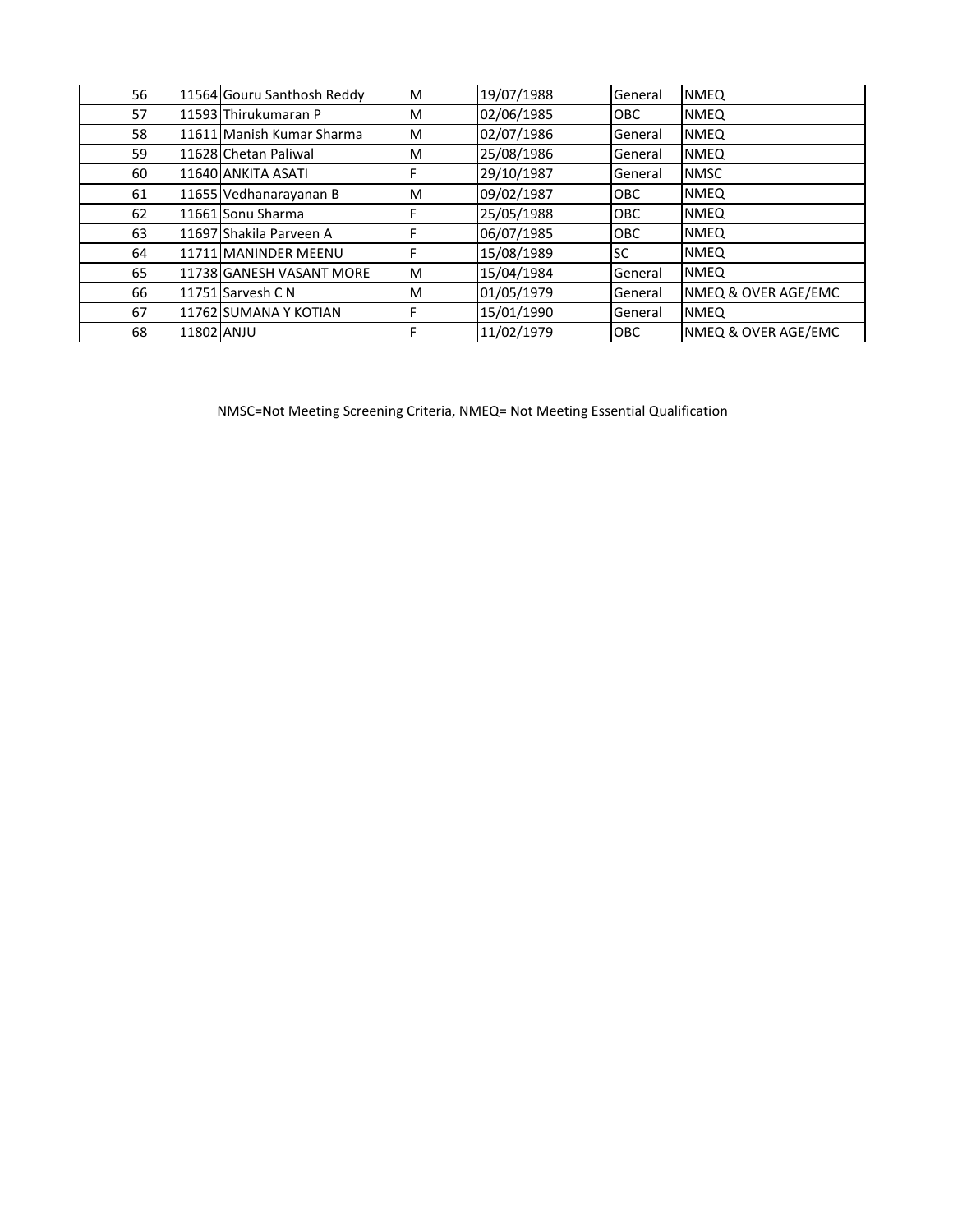| | | | | | | |
|---|---|---|---|---|---|---|
| 56 | 11564 | Gouru Santhosh Reddy | M | 19/07/1988 | General | NMEQ |
| 57 | 11593 | Thirukumaran P | M | 02/06/1985 | OBC | NMEQ |
| 58 | 11611 | Manish Kumar Sharma | M | 02/07/1986 | General | NMEQ |
| 59 | 11628 | Chetan Paliwal | M | 25/08/1986 | General | NMEQ |
| 60 | 11640 | ANKITA ASATI | F | 29/10/1987 | General | NMSC |
| 61 | 11655 | Vedhanarayanan B | M | 09/02/1987 | OBC | NMEQ |
| 62 | 11661 | Sonu Sharma | F | 25/05/1988 | OBC | NMEQ |
| 63 | 11697 | Shakila Parveen A | F | 06/07/1985 | OBC | NMEQ |
| 64 | 11711 | MANINDER MEENU | F | 15/08/1989 | SC | NMEQ |
| 65 | 11738 | GANESH VASANT MORE | M | 15/04/1984 | General | NMEQ |
| 66 | 11751 | Sarvesh C N | M | 01/05/1979 | General | NMEQ & OVER AGE/EMC |
| 67 | 11762 | SUMANA Y KOTIAN | F | 15/01/1990 | General | NMEQ |
| 68 | 11802 | ANJU | F | 11/02/1979 | OBC | NMEQ & OVER AGE/EMC |

NMSC=Not Meeting Screening Criteria, NMEQ= Not Meeting Essential Qualification